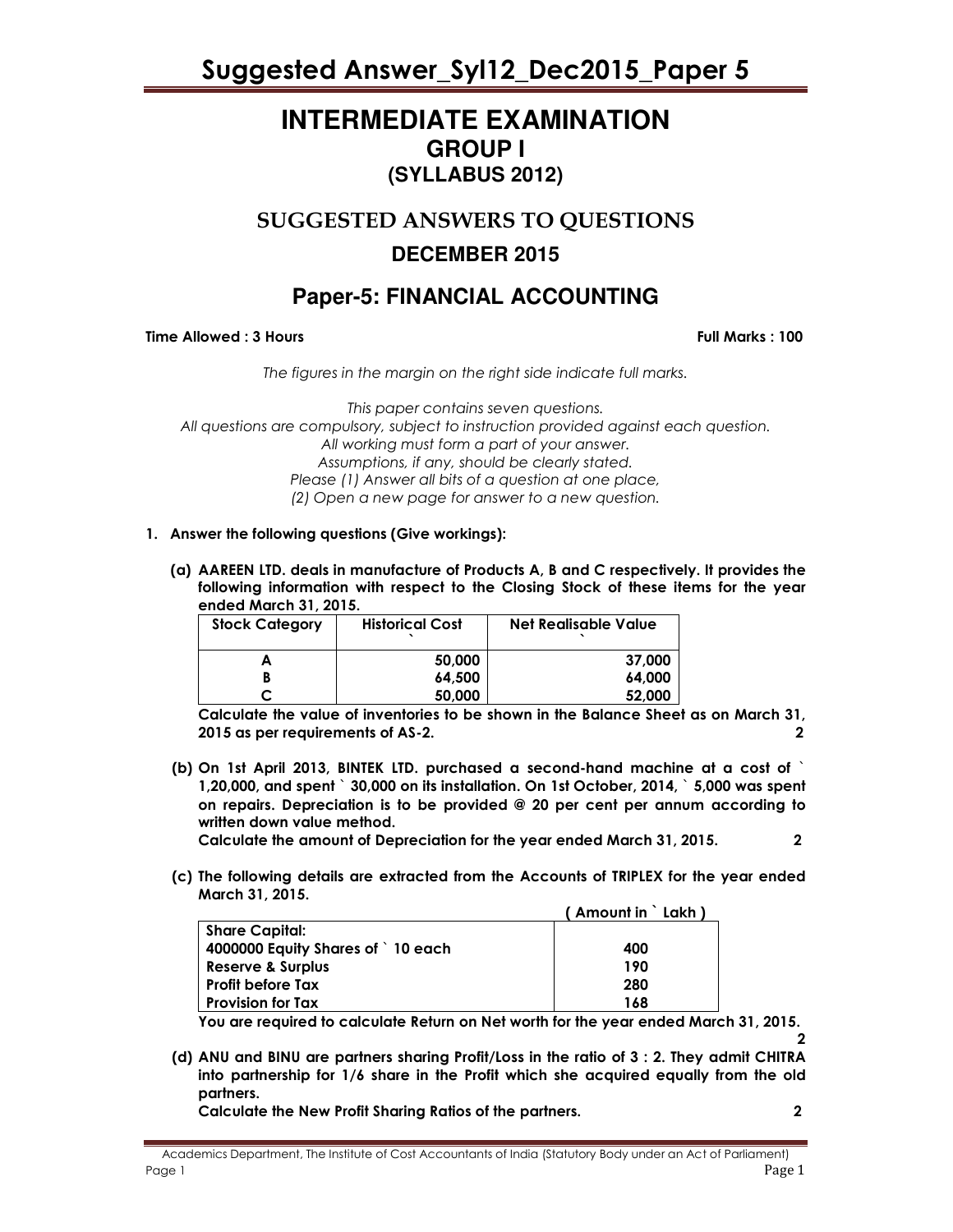# INTERMEDIATE EXAMINATION
## GROUP I
## (SYLLABUS 2012)

## SUGGESTED ANSWERS TO QUESTIONS
## DECEMBER 2015

## Paper-5: FINANCIAL ACCOUNTING

**Time Allowed : 3 Hours** **Full Marks : 100**

*The figures in the margin on the right side indicate full marks.*

*This paper contains seven questions.*
*All questions are compulsory, subject to instruction provided against each question.*
*All working must form a part of your answer.*
*Assumptions, if any, should be clearly stated.*
*Please (1) Answer all bits of a question at one place,*
*(2) Open a new page for answer to a new question.*

**1. Answer the following questions (Give workings):**

**(a) AAREEN LTD. deals in manufacture of Products A, B and C respectively. It provides the following information with respect to the Closing Stock of these items for the year ended March 31, 2015.**

| Stock Category | Historical Cost ` | Net Realisable Value ` |
|---|---|---|
| A | 50,000 | 37,000 |
| B | 64,500 | 64,000 |
| C | 50,000 | 52,000 |

**Calculate the value of inventories to be shown in the Balance Sheet as on March 31, 2015 as per requirements of AS-2.** **2**

**(b) On 1st April 2013, BINTEK LTD. purchased a second-hand machine at a cost of ` 1,20,000, and spent ` 30,000 on its installation. On 1st October, 2014, ` 5,000 was spent on repairs. Depreciation is to be provided @ 20 per cent per annum according to written down value method.**
**Calculate the amount of Depreciation for the year ended March 31, 2015.** **2**

**(c) The following details are extracted from the Accounts of TRIPLEX for the year ended March 31, 2015.**

| | ( Amount in ` Lakh ) |
|---|---|
| Share Capital: | |
| 4000000 Equity Shares of ` 10 each | 400 |
| Reserve & Surplus | 190 |
| Profit before Tax | 280 |
| Provision for Tax | 168 |

**You are required to calculate Return on Net worth for the year ended March 31, 2015.** **2**

**(d) ANU and BINU are partners sharing Profit/Loss in the ratio of 3 : 2. They admit CHITRA into partnership for 1/6 share in the Profit which she acquired equally from the old partners.**
**Calculate the New Profit Sharing Ratios of the partners.** **2**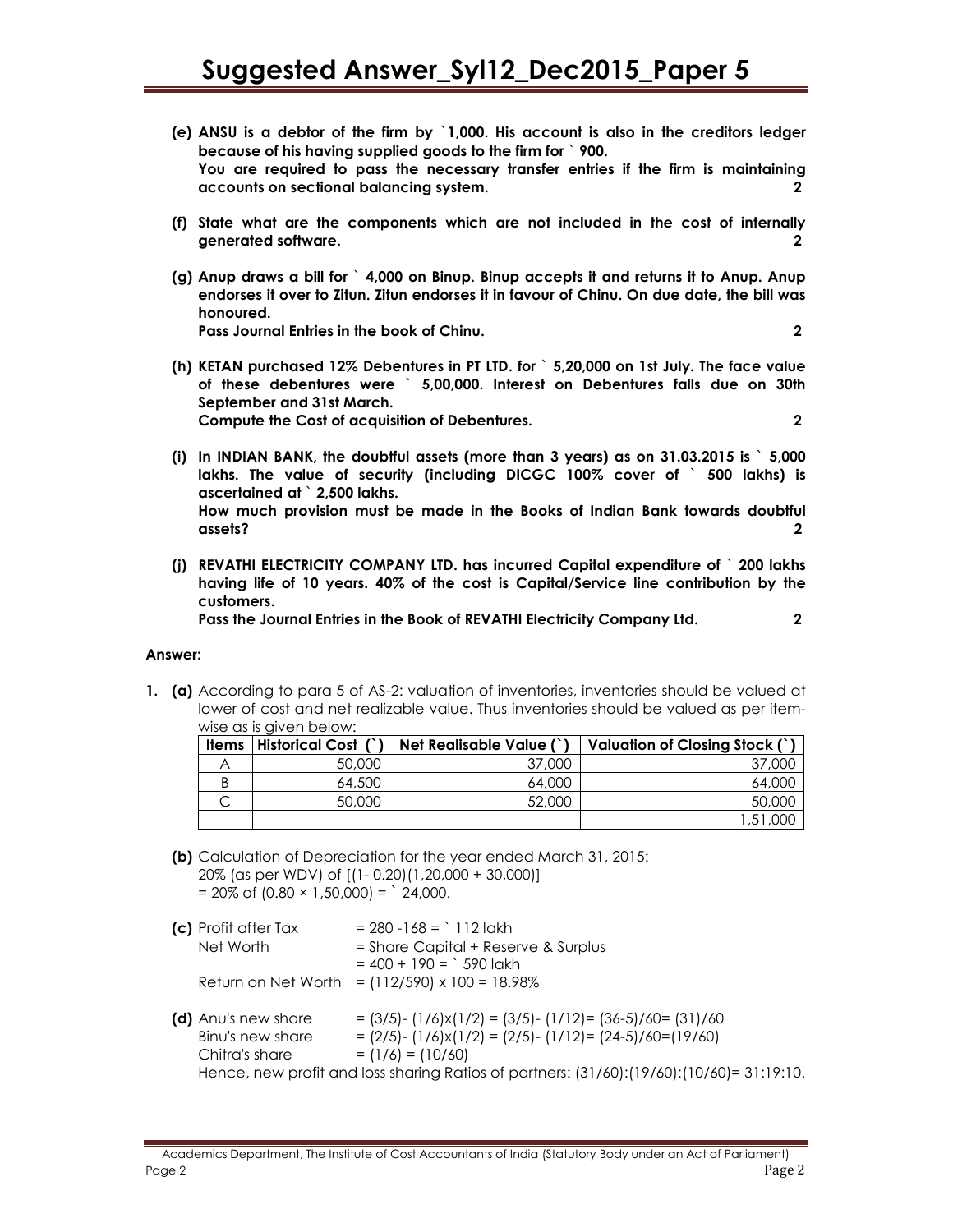**(e) ANSU is a debtor of the firm by `1,000. His account is also in the creditors ledger because of his having supplied goods to the firm for ` 900. You are required to pass the necessary transfer entries if the firm is maintaining accounts on sectional balancing system.** **2**

**(f) State what are the components which are not included in the cost of internally generated software.** **2**

**(g) Anup draws a bill for ` 4,000 on Binup. Binup accepts it and returns it to Anup. Anup endorses it over to Zitun. Zitun endorses it in favour of Chinu. On due date, the bill was honoured.**
**Pass Journal Entries in the book of Chinu.** **2**

**(h) KETAN purchased 12% Debentures in PT LTD. for ` 5,20,000 on 1st July. The face value of these debentures were ` 5,00,000. Interest on Debentures falls due on 30th September and 31st March.**
**Compute the Cost of acquisition of Debentures.** **2**

**(i) In INDIAN BANK, the doubtful assets (more than 3 years) as on 31.03.2015 is ` 5,000 lakhs. The value of security (including DICGC 100% cover of ` 500 lakhs) is ascertained at ` 2,500 lakhs.**
**How much provision must be made in the Books of Indian Bank towards doubtful assets?** **2**

**(j) REVATHI ELECTRICITY COMPANY LTD. has incurred Capital expenditure of ` 200 lakhs having life of 10 years. 40% of the cost is Capital/Service line contribution by the customers.**
**Pass the Journal Entries in the Book of REVATHI Electricity Company Ltd.** **2**

**Answer:**

**1. (a)** According to para 5 of AS-2: valuation of inventories, inventories should be valued at lower of cost and net realizable value. Thus inventories should be valued as per item-wise as is given below:

| Items | Historical Cost (`) | Net Realisable Value (`) | Valuation of Closing Stock (`) |
|---|---|---|---|
| A | 50,000 | 37,000 | 37,000 |
| B | 64,500 | 64,000 | 64,000 |
| C | 50,000 | 52,000 | 50,000 |
| | | | 1,51,000 |

**(b)** Calculation of Depreciation for the year ended March 31, 2015:
20% (as per WDV) of [(1- 0.20)(1,20,000 + 30,000)]
= 20% of (0.80 × 1,50,000) = ` 24,000.

**(c)** Profit after Tax = 280 -168 = ` 112 lakh
Net Worth = Share Capital + Reserve & Surplus
= 400 + 190 = ` 590 lakh
Return on Net Worth = (112/590) x 100 = 18.98%

**(d)** Anu's new share = (3/5)- (1/6)x(1/2) = (3/5)- (1/12)= (36-5)/60= (31)/60
Binu's new share = (2/5)- (1/6)x(1/2) = (2/5)- (1/12)= (24-5)/60=(19/60)
Chitra's share = (1/6) = (10/60)
Hence, new profit and loss sharing Ratios of partners: (31/60):(19/60):(10/60)= 31:19:10.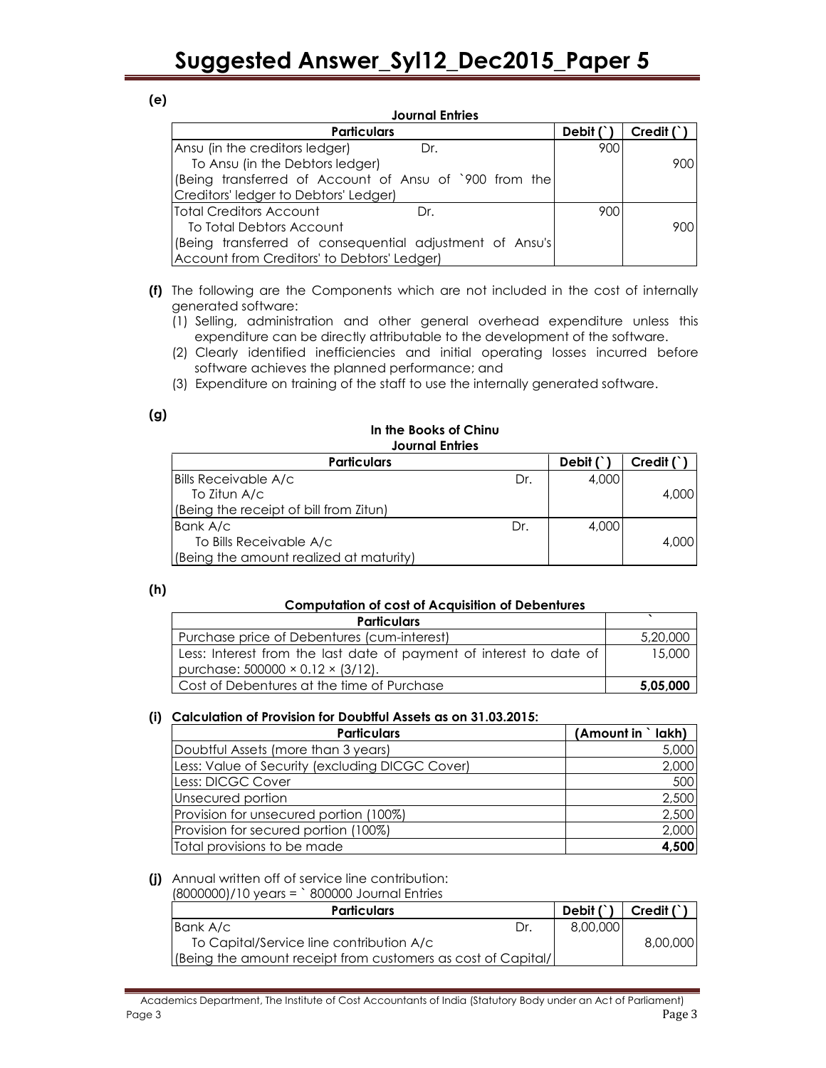**(e)**

**Journal Entries**

| Particulars | Debit (`) | Credit (`) |
|---|---|---|
| Ansu (in the creditors ledger) Dr. | 900 | |
| To Ansu (in the Debtors ledger) | | 900 |
| (Being transferred of Account of Ansu of `900 from the Creditors' ledger to Debtors' Ledger) | | |
| Total Creditors Account Dr. | 900 | |
| To Total Debtors Account | | 900 |
| (Being transferred of consequential adjustment of Ansu's Account from Creditors' to Debtors' Ledger) | | |

**(f)** The following are the Components which are not included in the cost of internally generated software:

(1) Selling, administration and other general overhead expenditure unless this expenditure can be directly attributable to the development of the software.

(2) Clearly identified inefficiencies and initial operating losses incurred before software achieves the planned performance; and

(3) Expenditure on training of the staff to use the internally generated software.

**(g)**

**In the Books of Chinu**
**Journal Entries**

| Particulars | Debit (`) | Credit (`) |
|---|---|---|
| Bills Receivable A/c Dr. | 4,000 | |
| To Zitun A/c | | 4,000 |
| (Being the receipt of bill from Zitun) | | |
| Bank A/c Dr. | 4,000 | |
| To Bills Receivable A/c | | 4,000 |
| (Being the amount realized at maturity) | | |

**(h)**

**Computation of cost of Acquisition of Debentures**

| Particulars | ` |
|---|---|
| Purchase price of Debentures (cum-interest) | 5,20,000 |
| Less: Interest from the last date of payment of interest to date of purchase: 500000 × 0.12 × (3/12). | 15,000 |
| Cost of Debentures at the time of Purchase | **5,05,000** |

**(i) Calculation of Provision for Doubtful Assets as on 31.03.2015:**

| Particulars | (Amount in ` lakh) |
|---|---|
| Doubtful Assets (more than 3 years) | 5,000 |
| Less: Value of Security (excluding DICGC Cover) | 2,000 |
| Less: DICGC Cover | 500 |
| Unsecured portion | 2,500 |
| Provision for unsecured portion (100%) | 2,500 |
| Provision for secured portion (100%) | 2,000 |
| Total provisions to be made | **4,500** |

**(j)** Annual written off of service line contribution:
(8000000)/10 years = ` 800000 Journal Entries

| Particulars | Debit (`) | Credit (`) |
|---|---|---|
| Bank A/c Dr. | 8,00,000 | |
| To Capital/Service line contribution A/c | | 8,00,000 |
| (Being the amount receipt from customers as cost of Capital/ | | |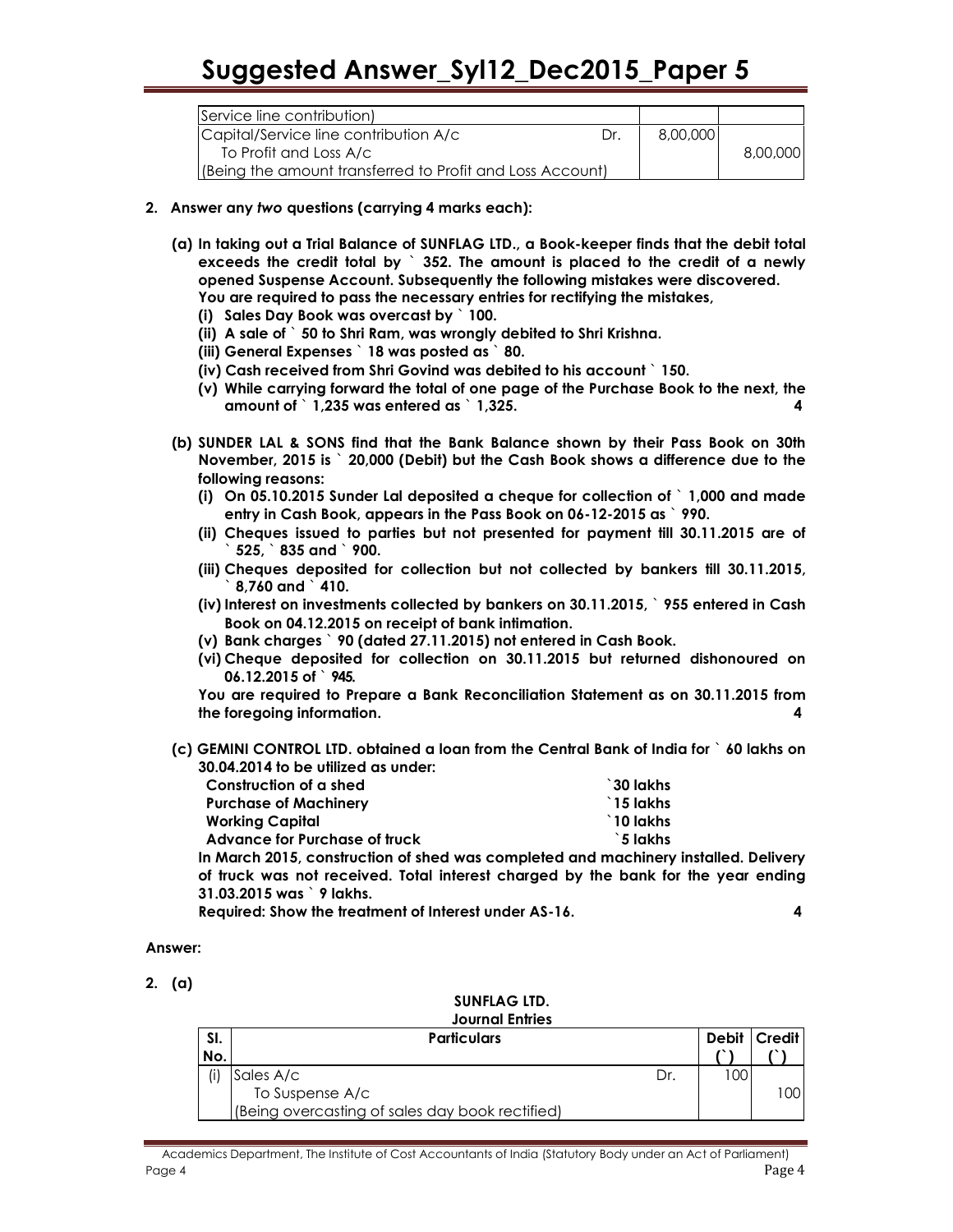| Service line contribution) | | |
|---|---|---|
| Capital/Service line contribution A/c Dr. | 8,00,000 | |
| To Profit and Loss A/c | | 8,00,000 |
| (Being the amount transferred to Profit and Loss Account) | | |

**2. Answer any *two* questions (carrying 4 marks each):**

**(a) In taking out a Trial Balance of SUNFLAG LTD., a Book-keeper finds that the debit total exceeds the credit total by ` 352. The amount is placed to the credit of a newly opened Suspense Account. Subsequently the following mistakes were discovered. You are required to pass the necessary entries for rectifying the mistakes,**

**(i) Sales Day Book was overcast by ` 100.**

**(ii) A sale of ` 50 to Shri Ram, was wrongly debited to Shri Krishna.**

**(iii) General Expenses ` 18 was posted as ` 80.**

**(iv) Cash received from Shri Govind was debited to his account ` 150.**

**(v) While carrying forward the total of one page of the Purchase Book to the next, the amount of ` 1,235 was entered as ` 1,325.** **4**

**(b) SUNDER LAL & SONS find that the Bank Balance shown by their Pass Book on 30th November, 2015 is ` 20,000 (Debit) but the Cash Book shows a difference due to the following reasons:**

**(i) On 05.10.2015 Sunder Lal deposited a cheque for collection of ` 1,000 and made entry in Cash Book, appears in the Pass Book on 06-12-2015 as ` 990.**

**(ii) Cheques issued to parties but not presented for payment till 30.11.2015 are of ` 525, ` 835 and ` 900.**

**(iii) Cheques deposited for collection but not collected by bankers till 30.11.2015, ` 8,760 and ` 410.**

**(iv) Interest on investments collected by bankers on 30.11.2015, ` 955 entered in Cash Book on 04.12.2015 on receipt of bank intimation.**

**(v) Bank charges ` 90 (dated 27.11.2015) not entered in Cash Book.**

**(vi) Cheque deposited for collection on 30.11.2015 but returned dishonoured on 06.12.2015 of ` 945.**

**You are required to Prepare a Bank Reconciliation Statement as on 30.11.2015 from the foregoing information.** **4**

**(c) GEMINI CONTROL LTD. obtained a loan from the Central Bank of India for ` 60 lakhs on 30.04.2014 to be utilized as under:**

| | |
|---|---|
| **Construction of a shed** | **`30 lakhs** |
| **Purchase of Machinery** | **`15 lakhs** |
| **Working Capital** | **`10 lakhs** |
| **Advance for Purchase of truck** | **`5 lakhs** |

**In March 2015, construction of shed was completed and machinery installed. Delivery of truck was not received. Total interest charged by the bank for the year ending 31.03.2015 was ` 9 lakhs.**

**Required: Show the treatment of Interest under AS-16.** **4**

**Answer:**

**2. (a)**

**SUNFLAG LTD.**
**Journal Entries**

| Sl. No. | Particulars | Debit (`) | Credit (`) |
|---|---|---|---|
| (i) | Sales A/c Dr. | 100 | |
| | To Suspense A/c | | 100 |
| | (Being overcasting of sales day book rectified) | | |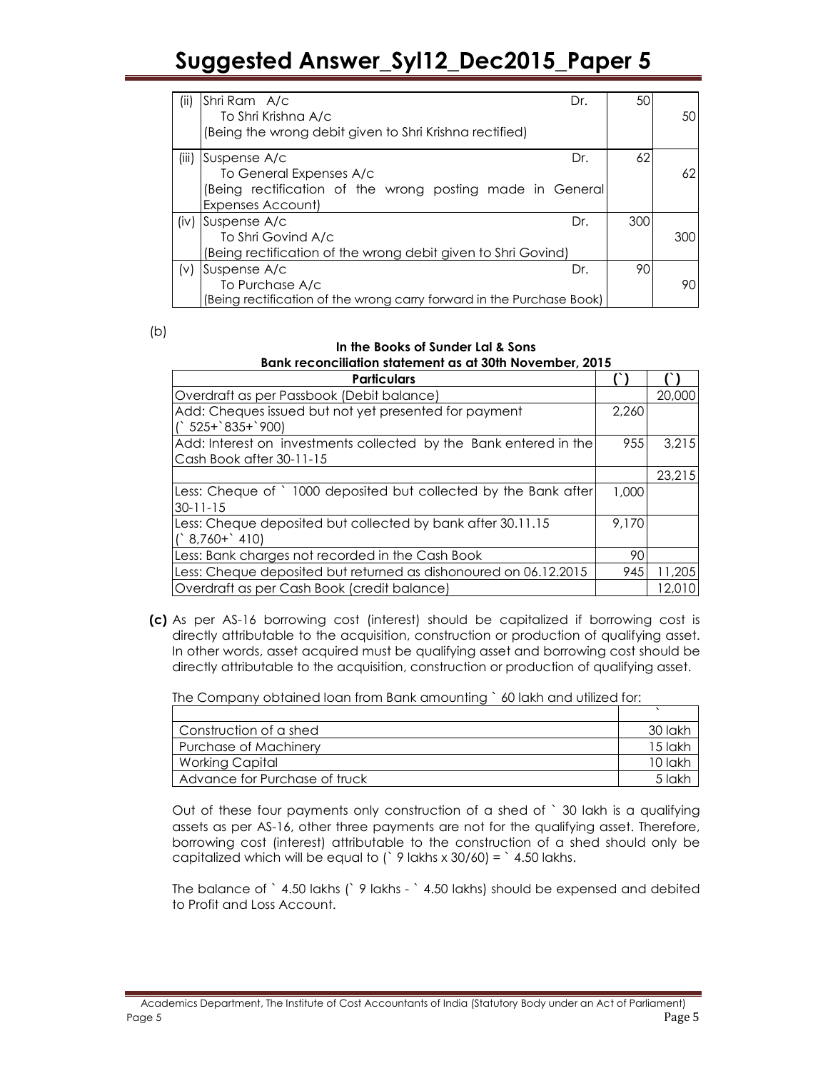| | | | |
|---|---|---|---|
| (ii) | Shri Ram A/c Dr.<br>To Shri Krishna A/c<br>(Being the wrong debit given to Shri Krishna rectified) | 50 | 50 |
| (iii) | Suspense A/c Dr.<br>To General Expenses A/c<br>(Being rectification of the wrong posting made in General Expenses Account) | 62 | 62 |
| (iv) | Suspense A/c Dr.<br>To Shri Govind A/c<br>(Being rectification of the wrong debit given to Shri Govind) | 300 | 300 |
| (v) | Suspense A/c Dr.<br>To Purchase A/c<br>(Being rectification of the wrong carry forward in the Purchase Book) | 90 | 90 |

(b)

**In the Books of Sunder Lal & Sons**
**Bank reconciliation statement as at 30th November, 2015**

| Particulars | (`) | (`) |
|---|---|---|
| Overdraft as per Passbook (Debit balance) | | 20,000 |
| Add: Cheques issued but not yet presented for payment (` 525+`835+`900) | 2,260 | |
| Add: Interest on investments collected by the Bank entered in the Cash Book after 30-11-15 | 955 | 3,215 |
| | | 23,215 |
| Less: Cheque of ` 1000 deposited but collected by the Bank after 30-11-15 | 1,000 | |
| Less: Cheque deposited but collected by bank after 30.11.15 (` 8,760+` 410) | 9,170 | |
| Less: Bank charges not recorded in the Cash Book | 90 | |
| Less: Cheque deposited but returned as dishonoured on 06.12.2015 | 945 | 11,205 |
| Overdraft as per Cash Book (credit balance) | | 12,010 |

**(c)** As per AS-16 borrowing cost (interest) should be capitalized if borrowing cost is directly attributable to the acquisition, construction or production of qualifying asset. In other words, asset acquired must be qualifying asset and borrowing cost should be directly attributable to the acquisition, construction or production of qualifying asset.

The Company obtained loan from Bank amounting ` 60 lakh and utilized for:

| | ` |
|---|---|
| Construction of a shed | 30 lakh |
| Purchase of Machinery | 15 lakh |
| Working Capital | 10 lakh |
| Advance for Purchase of truck | 5 lakh |

Out of these four payments only construction of a shed of ` 30 lakh is a qualifying assets as per AS-16, other three payments are not for the qualifying asset. Therefore, borrowing cost (interest) attributable to the construction of a shed should only be capitalized which will be equal to (` 9 lakhs x 30/60) = ` 4.50 lakhs.

The balance of ` 4.50 lakhs (` 9 lakhs - ` 4.50 lakhs) should be expensed and debited to Profit and Loss Account.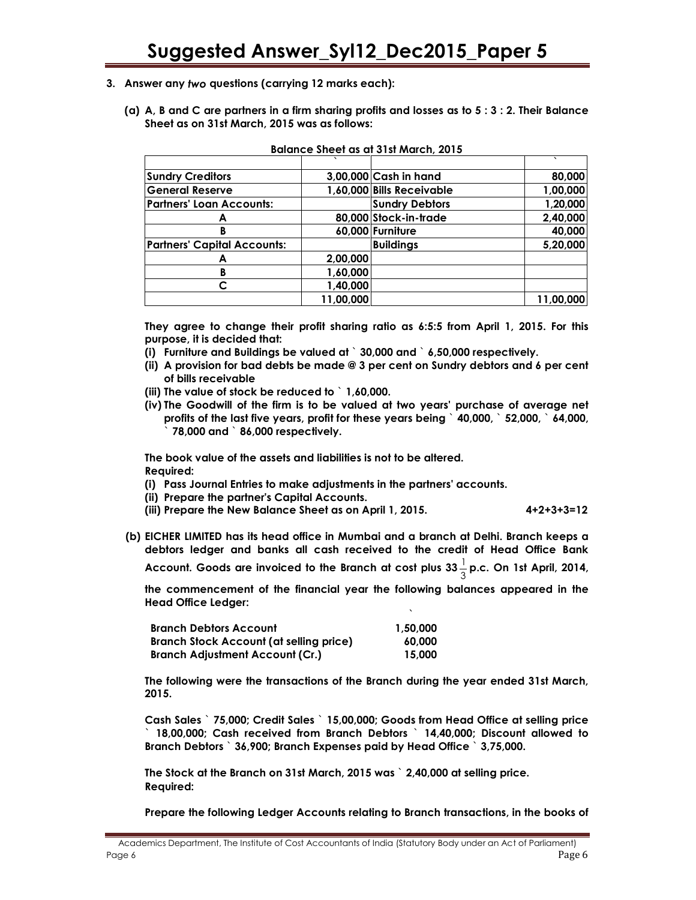3. **Answer any *two* questions (carrying 12 marks each):**

   **(a) A, B and C are partners in a firm sharing profits and losses as to 5 : 3 : 2. Their Balance Sheet as on 31st March, 2015 was as follows:**

**Balance Sheet as at 31st March, 2015**

| | ` | | ` |
|---|---|---|---|
| **Sundry Creditors** | **3,00,000** | **Cash in hand** | **80,000** |
| **General Reserve** | **1,60,000** | **Bills Receivable** | **1,00,000** |
| **Partners' Loan Accounts:** | | **Sundry Debtors** | **1,20,000** |
| **A** | **80,000** | **Stock-in-trade** | **2,40,000** |
| **B** | **60,000** | **Furniture** | **40,000** |
| **Partners' Capital Accounts:** | | **Buildings** | **5,20,000** |
| **A** | **2,00,000** | | |
| **B** | **1,60,000** | | |
| **C** | **1,40,000** | | |
| | **11,00,000** | | **11,00,000** |

**They agree to change their profit sharing ratio as 6:5:5 from April 1, 2015. For this purpose, it is decided that:**

**(i) Furniture and Buildings be valued at ` 30,000 and ` 6,50,000 respectively.**

**(ii) A provision for bad debts be made @ 3 per cent on Sundry debtors and 6 per cent of bills receivable**

**(iii) The value of stock be reduced to ` 1,60,000.**

**(iv) The Goodwill of the firm is to be valued at two years' purchase of average net profits of the last five years, profit for these years being ` 40,000, ` 52,000, ` 64,000, ` 78,000 and ` 86,000 respectively.**

**The book value of the assets and liabilities is not to be altered.**

**Required:**

**(i) Pass Journal Entries to make adjustments in the partners' accounts.**

**(ii) Prepare the partner's Capital Accounts.**

**(iii) Prepare the New Balance Sheet as on April 1, 2015.** **4+2+3+3=12**

**(b) EICHER LIMITED has its head office in Mumbai and a branch at Delhi. Branch keeps a debtors ledger and banks all cash received to the credit of Head Office Bank Account. Goods are invoiced to the Branch at cost plus $33\frac{1}{3}$ p.c. On 1st April, 2014, the commencement of the financial year the following balances appeared in the Head Office Ledger:**

| | ` |
|---|---|
| **Branch Debtors Account** | **1,50,000** |
| **Branch Stock Account (at selling price)** | **60,000** |
| **Branch Adjustment Account (Cr.)** | **15,000** |

**The following were the transactions of the Branch during the year ended 31st March, 2015.**

**Cash Sales ` 75,000; Credit Sales ` 15,00,000; Goods from Head Office at selling price ` 18,00,000; Cash received from Branch Debtors ` 14,40,000; Discount allowed to Branch Debtors ` 36,900; Branch Expenses paid by Head Office ` 3,75,000.**

**The Stock at the Branch on 31st March, 2015 was ` 2,40,000 at selling price.**

**Required:**

**Prepare the following Ledger Accounts relating to Branch transactions, in the books of**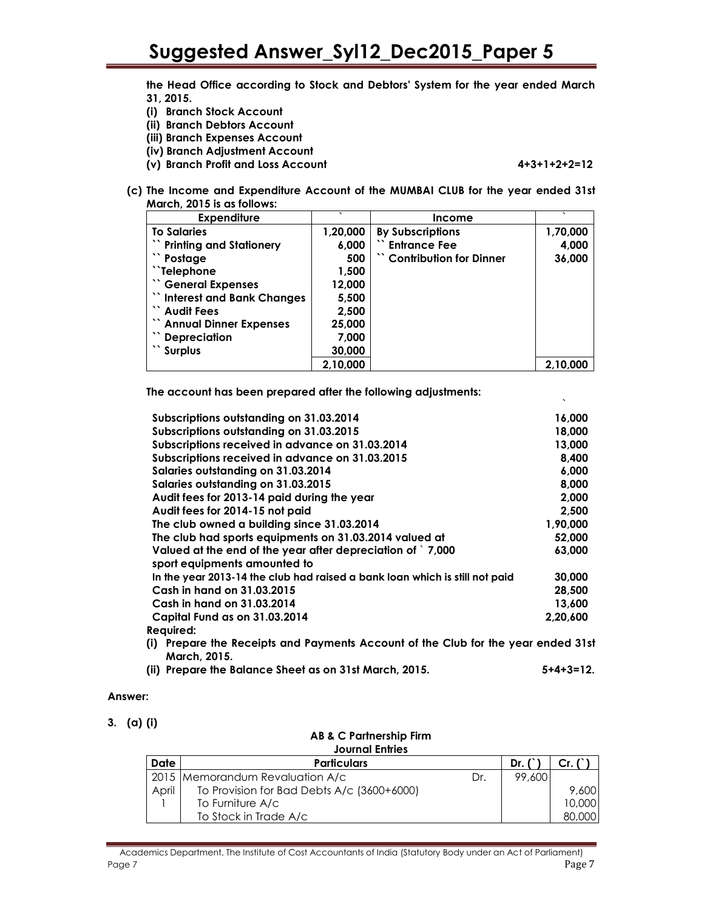the Head Office according to Stock and Debtors' System for the year ended March 31, 2015.

**(i) Branch Stock Account**
**(ii) Branch Debtors Account**
**(iii) Branch Expenses Account**
**(iv) Branch Adjustment Account**
**(v) Branch Profit and Loss Account** **4+3+1+2+2=12**

**(c) The Income and Expenditure Account of the MUMBAI CLUB for the year ended 31st March, 2015 is as follows:**

| Expenditure | ` | Income | ` |
|---|---|---|---|
| To Salaries | 1,20,000 | By Subscriptions | 1,70,000 |
| `` Printing and Stationery | 6,000 | `` Entrance Fee | 4,000 |
| `` Postage | 500 | `` Contribution for Dinner | 36,000 |
| ``Telephone | 1,500 | | |
| `` General Expenses | 12,000 | | |
| `` Interest and Bank Changes | 5,500 | | |
| `` Audit Fees | 2,500 | | |
| `` Annual Dinner Expenses | 25,000 | | |
| `` Depreciation | 7,000 | | |
| `` Surplus | 30,000 | | |
| | 2,10,000 | | 2,10,000 |

**The account has been prepared after the following adjustments:**

| | ` |
|---|---|
| Subscriptions outstanding on 31.03.2014 | 16,000 |
| Subscriptions outstanding on 31.03.2015 | 18,000 |
| Subscriptions received in advance on 31.03.2014 | 13,000 |
| Subscriptions received in advance on 31.03.2015 | 8,400 |
| Salaries outstanding on 31.03.2014 | 6,000 |
| Salaries outstanding on 31.03.2015 | 8,000 |
| Audit fees for 2013-14 paid during the year | 2,000 |
| Audit fees for 2014-15 not paid | 2,500 |
| The club owned a building since 31.03.2014 | 1,90,000 |
| The club had sports equipments on 31.03.2014 valued at | 52,000 |
| Valued at the end of the year after depreciation of ` 7,000 sport equipments amounted to | 63,000 |
| In the year 2013-14 the club had raised a bank loan which is still not paid | 30,000 |
| Cash in hand on 31.03.2015 | 28,500 |
| Cash in hand on 31.03.2014 | 13,600 |
| Capital Fund as on 31.03.2014 | 2,20,600 |

**Required:**

**(i) Prepare the Receipts and Payments Account of the Club for the year ended 31st March, 2015.**

**(ii) Prepare the Balance Sheet as on 31st March, 2015.** **5+4+3=12.**

**Answer:**

**3. (a) (i)**

**AB & C Partnership Firm**
**Journal Entries**

| Date | Particulars | | Dr. (`) | Cr. (`) |
|---|---|---|---|---|
| 2015 April 1 | Memorandum Revaluation A/c | Dr. | 99,600 | |
| | To Provision for Bad Debts A/c (3600+6000) | | | 9,600 |
| | To Furniture A/c | | | 10,000 |
| | To Stock in Trade A/c | | | 80,000 |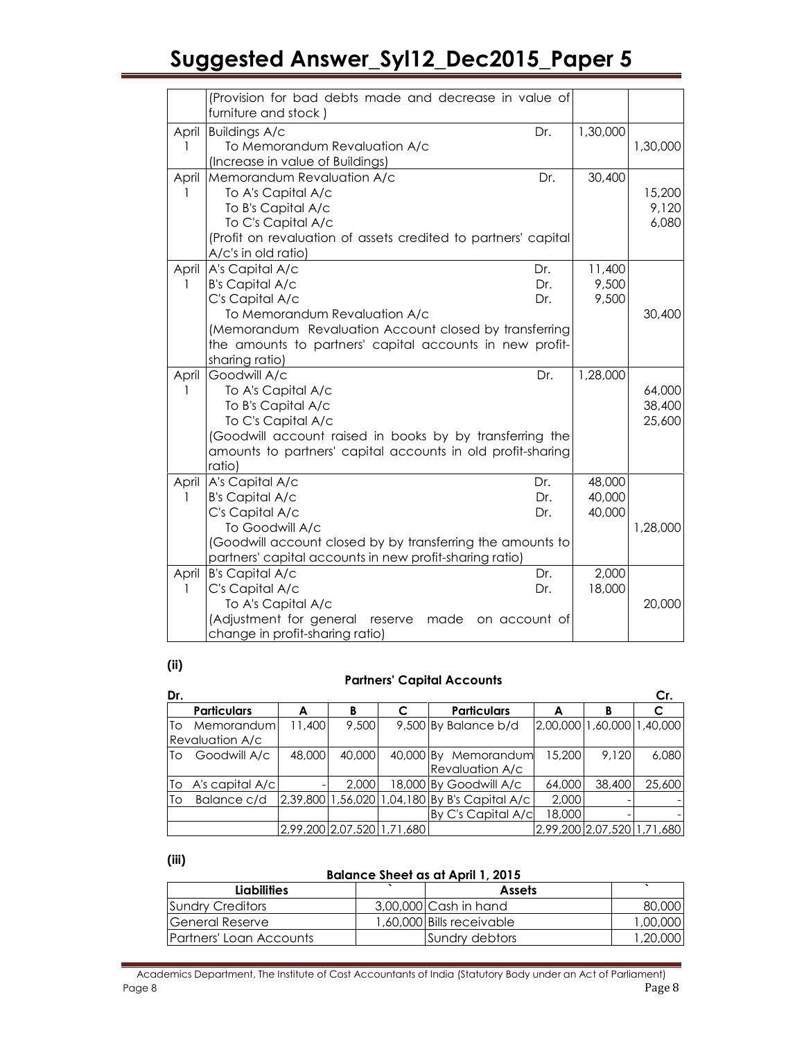| | | | | |
|---|---|---|---|---|
| | (Provision for bad debts made and decrease in value of furniture and stock ) | | | |
| April 1 | Buildings A/c<br>To Memorandum Revaluation A/c<br>(Increase in value of Buildings) | Dr. | 1,30,000 | 1,30,000 |
| April 1 | Memorandum Revaluation A/c<br>To A's Capital A/c<br>To B's Capital A/c<br>To C's Capital A/c<br>(Profit on revaluation of assets credited to partners' capital A/c's in old ratio) | Dr. | 30,400 | 15,200<br>9,120<br>6,080 |
| April 1 | A's Capital A/c<br>B's Capital A/c<br>C's Capital A/c<br>To Memorandum Revaluation A/c<br>(Memorandum Revaluation Account closed by transferring the amounts to partners' capital accounts in new profit-sharing ratio) | Dr.<br>Dr.<br>Dr. | 11,400<br>9,500<br>9,500 | 30,400 |
| April 1 | Goodwill A/c<br>To A's Capital A/c<br>To B's Capital A/c<br>To C's Capital A/c<br>(Goodwill account raised in books by by transferring the amounts to partners' capital accounts in old profit-sharing ratio) | Dr. | 1,28,000 | 64,000<br>38,400<br>25,600 |
| April 1 | A's Capital A/c<br>B's Capital A/c<br>C's Capital A/c<br>To Goodwill A/c<br>(Goodwill account closed by by transferring the amounts to partners' capital accounts in new profit-sharing ratio) | Dr.<br>Dr.<br>Dr. | 48,000<br>40,000<br>40,000 | 1,28,000 |
| April 1 | B's Capital A/c<br>C's Capital A/c<br>To A's Capital A/c<br>(Adjustment for general reserve made on account of change in profit-sharing ratio) | Dr.<br>Dr. | 2,000<br>18,000 | 20,000 |

**(ii)**

**Partners' Capital Accounts**

Dr. Cr.

| Particulars | A | B | C | Particulars | A | B | C |
|---|---|---|---|---|---|---|---|
| To Memorandum Revaluation A/c | 11,400 | 9,500 | 9,500 | By Balance b/d | 2,00,000 | 1,60,000 | 1,40,000 |
| To Goodwill A/c | 48,000 | 40,000 | 40,000 | By Memorandum Revaluation A/c | 15,200 | 9,120 | 6,080 |
| To A's capital A/c | - | 2,000 | 18,000 | By Goodwill A/c | 64,000 | 38,400 | 25,600 |
| To Balance c/d | 2,39,800 | 1,56,020 | 1,04,180 | By B's Capital A/c | 2,000 | - | - |
| | | | | By C's Capital A/c | 18,000 | - | - |
| | 2,99,200 | 2,07,520 | 1,71,680 | | 2,99,200 | 2,07,520 | 1,71,680 |

**(iii)**

**Balance Sheet as at April 1, 2015**

| Liabilities | ` | Assets | ` |
|---|---|---|---|
| Sundry Creditors | 3,00,000 | Cash in hand | 80,000 |
| General Reserve | 1,60,000 | Bills receivable | 1,00,000 |
| Partners' Loan Accounts | | Sundry debtors | 1,20,000 |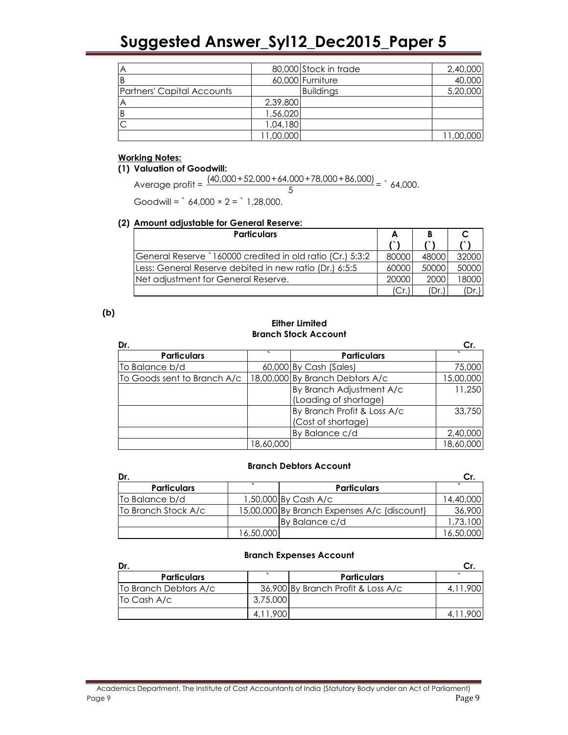| | | | |
|---|---|---|---|
| A | 80,000 | Stock in trade | 2,40,000 |
| B | 60,000 | Furniture | 40,000 |
| Partners' Capital Accounts | | Buildings | 5,20,000 |
| A | 2,39,800 | | |
| B | 1,56,020 | | |
| C | 1,04,180 | | |
| | 11,00,000 | | 11,00,000 |

**Working Notes:**

**(1) Valuation of Goodwill:**

Average profit = $\frac{(40,000+52,000+64,000+78,000+86,000)}{5}$ = ` 64,000.

Goodwill = ` 64,000 × 2 = ` 1,28,000.

**(2) Amount adjustable for General Reserve:**

| Particulars | A (`) | B (`) | C (`) |
|---|---|---|---|
| General Reserve `160000 credited in old ratio (Cr.) 5:3:2 | 80000 | 48000 | 32000 |
| Less: General Reserve debited in new ratio (Dr.) 6:5:5 | 60000 | 50000 | 50000 |
| Net adjustment for General Reserve. | 20000 | 2000 | 18000 |
| | (Cr.) | (Dr.) | (Dr.) |

**(b)**

**Either Limited**

**Branch Stock Account**

Dr. Cr.

| Particulars | ` | Particulars | ` |
|---|---|---|---|
| To Balance b/d | 60,000 | By Cash (Sales) | 75,000 |
| To Goods sent to Branch A/c | 18,00,000 | By Branch Debtors A/c | 15,00,000 |
| | | By Branch Adjustment A/c (Loading of shortage) | 11,250 |
| | | By Branch Profit & Loss A/c (Cost of shortage) | 33,750 |
| | | By Balance c/d | 2,40,000 |
| | 18,60,000 | | 18,60,000 |

**Branch Debtors Account**

Dr. Cr.

| Particulars | ` | Particulars | ` |
|---|---|---|---|
| To Balance b/d | 1,50,000 | By Cash A/c | 14,40,000 |
| To Branch Stock A/c | 15,00,000 | By Branch Expenses A/c (discount) | 36,900 |
| | | By Balance c/d | 1,73,100 |
| | 16,50,000 | | 16,50,000 |

**Branch Expenses Account**

Dr. Cr.

| Particulars | ` | Particulars | ` |
|---|---|---|---|
| To Branch Debtors A/c | 36,900 | By Branch Profit & Loss A/c | 4,11,900 |
| To Cash A/c | 3,75,000 | | |
| | 4,11,900 | | 4,11,900 |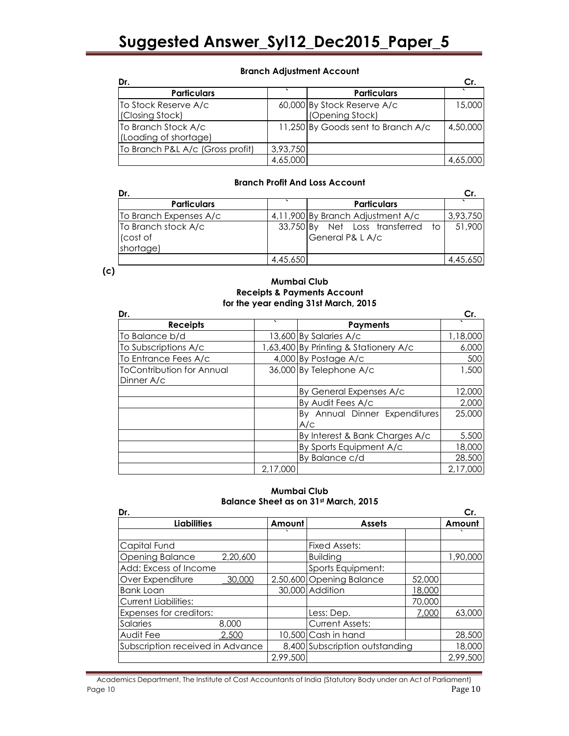**Branch Adjustment Account**

| Dr. Particulars | ` | Particulars | Cr. ` |
|---|---|---|---|
| To Stock Reserve A/c (Closing Stock) | 60,000 | By Stock Reserve A/c (Opening Stock) | 15,000 |
| To Branch Stock A/c (Loading of shortage) | 11,250 | By Goods sent to Branch A/c | 4,50,000 |
| To Branch P&L A/c (Gross profit) | 3,93,750 | | |
| | 4,65,000 | | 4,65,000 |

**Branch Profit And Loss Account**

| Dr. Particulars | ` | Particulars | Cr. ` |
|---|---|---|---|
| To Branch Expenses A/c | 4,11,900 | By Branch Adjustment A/c | 3,93,750 |
| To Branch stock A/c (cost of shortage) | 33,750 | By Net Loss transferred to General P& L A/c | 51,900 |
| | 4,45,650 | | 4,45,650 |

**(c)**

**Mumbai Club**
**Receipts & Payments Account**
**for the year ending 31st March, 2015**

| Dr. Receipts | ` | Payments | Cr. ` |
|---|---|---|---|
| To Balance b/d | 13,600 | By Salaries A/c | 1,18,000 |
| To Subscriptions A/c | 1,63,400 | By Printing & Stationery A/c | 6,000 |
| To Entrance Fees A/c | 4,000 | By Postage A/c | 500 |
| ToContribution for Annual Dinner A/c | 36,000 | By Telephone A/c | 1,500 |
| | | By General Expenses A/c | 12,000 |
| | | By Audit Fees A/c | 2,000 |
| | | By Annual Dinner Expenditures A/c | 25,000 |
| | | By Interest & Bank Charges A/c | 5,500 |
| | | By Sports Equipment A/c | 18,000 |
| | | By Balance c/d | 28,500 |
| | 2,17,000 | | 2,17,000 |

**Mumbai Club**
**Balance Sheet as on 31st March, 2015**

| Dr. Liabilities | | Amount ` | Assets | | Cr. Amount ` |
|---|---|---|---|---|---|
| Capital Fund | | | Fixed Assets: | | |
| Opening Balance | 2,20,600 | | Building | | 1,90,000 |
| Add: Excess of Income | | | Sports Equipment: | | |
| Over Expenditure | 30,000 | 2,50,600 | Opening Balance | 52,000 | |
| Bank Loan | | 30,000 | Addition | 18,000 | |
| Current Liabilities: | | | | 70,000 | |
| Expenses for creditors: | | | Less: Dep. | 7,000 | 63,000 |
| Salaries | 8,000 | | Current Assets: | | |
| Audit Fee | 2,500 | 10,500 | Cash in hand | | 28,500 |
| Subscription received in Advance | | 8,400 | Subscription outstanding | | 18,000 |
| | | 2,99,500 | | | 2,99,500 |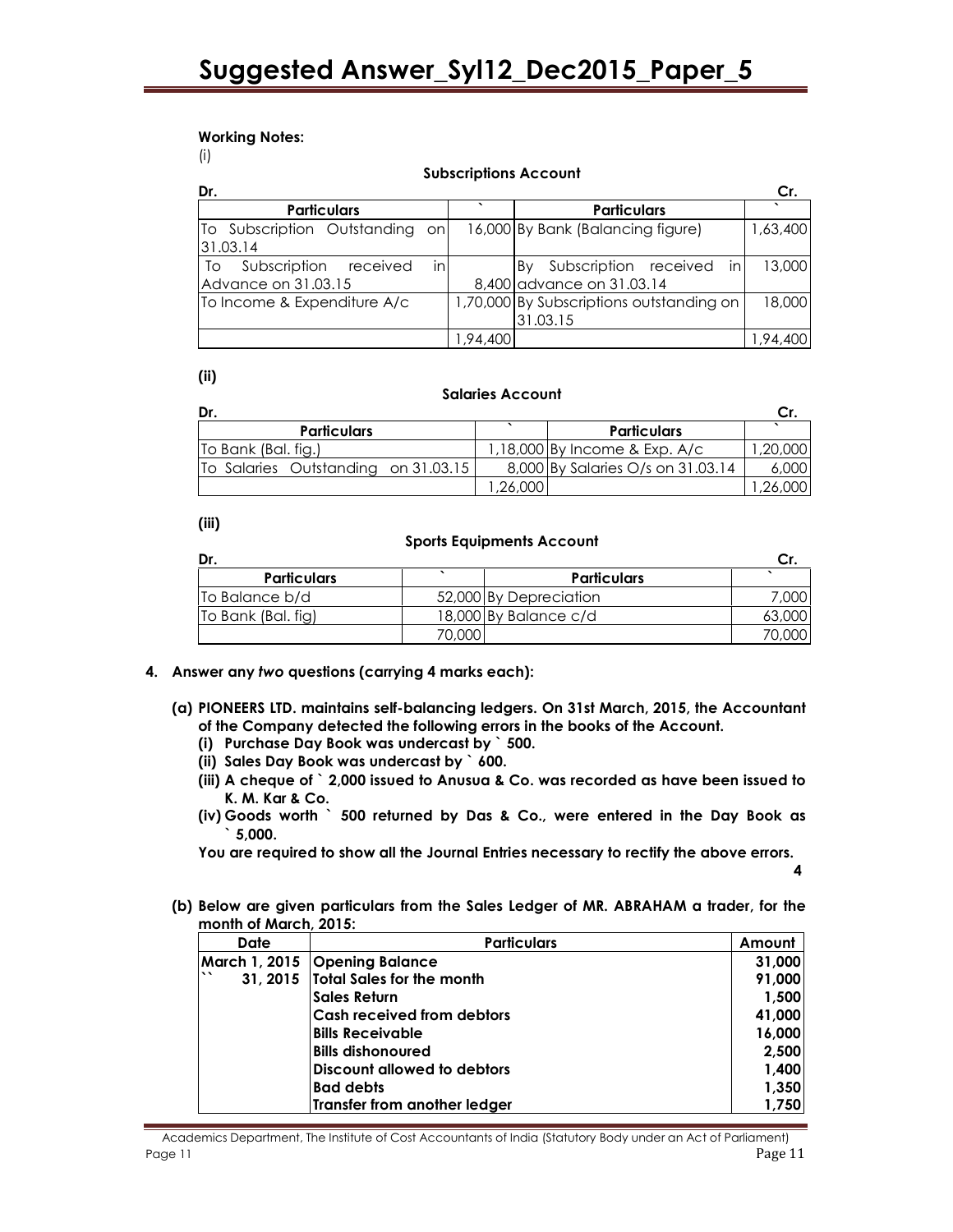**Working Notes:**

(i)

**Subscriptions Account**

| Dr. Particulars | ` | Particulars | Cr. ` |
|---|---|---|---|
| To Subscription Outstanding on 31.03.14 | 16,000 | By Bank (Balancing figure) | 1,63,400 |
| To Subscription received in Advance on 31.03.15 | 8,400 | By Subscription received in advance on 31.03.14 | 13,000 |
| To Income & Expenditure A/c | 1,70,000 | By Subscriptions outstanding on 31.03.15 | 18,000 |
| | 1,94,400 | | 1,94,400 |

**(ii)**

**Salaries Account**

| Dr. Particulars | ` | Particulars | Cr. ` |
|---|---|---|---|
| To Bank (Bal. fig.) | 1,18,000 | By Income & Exp. A/c | 1,20,000 |
| To Salaries Outstanding on 31.03.15 | 8,000 | By Salaries O/s on 31.03.14 | 6,000 |
| | 1,26,000 | | 1,26,000 |

**(iii)**

**Sports Equipments Account**

| Dr. Particulars | ` | Particulars | Cr. ` |
|---|---|---|---|
| To Balance b/d | 52,000 | By Depreciation | 7,000 |
| To Bank (Bal. fig) | 18,000 | By Balance c/d | 63,000 |
| | 70,000 | | 70,000 |

**4. Answer any *two* questions (carrying 4 marks each):**

**(a) PIONEERS LTD. maintains self-balancing ledgers. On 31st March, 2015, the Accountant of the Company detected the following errors in the books of the Account.**

**(i) Purchase Day Book was undercast by ` 500.**

**(ii) Sales Day Book was undercast by ` 600.**

**(iii) A cheque of ` 2,000 issued to Anusua & Co. was recorded as have been issued to K. M. Kar & Co.**

**(iv) Goods worth ` 500 returned by Das & Co., were entered in the Day Book as ` 5,000.**

**You are required to show all the Journal Entries necessary to rectify the above errors.** **4**

**(b) Below are given particulars from the Sales Ledger of MR. ABRAHAM a trader, for the month of March, 2015:**

| Date | Particulars | Amount |
|---|---|---|
| March 1, 2015 | Opening Balance | 31,000 |
| `` 31, 2015 | Total Sales for the month | 91,000 |
| | Sales Return | 1,500 |
| | Cash received from debtors | 41,000 |
| | Bills Receivable | 16,000 |
| | Bills dishonoured | 2,500 |
| | Discount allowed to debtors | 1,400 |
| | Bad debts | 1,350 |
| | Transfer from another ledger | 1,750 |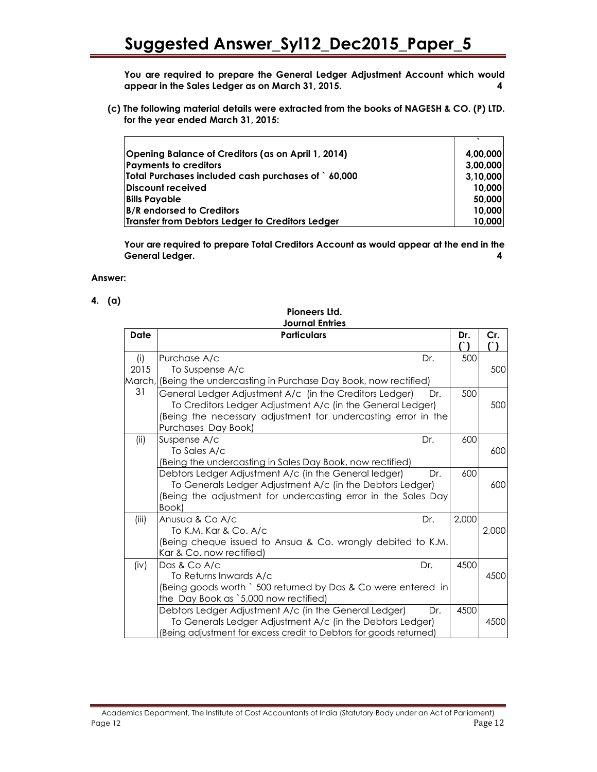You are required to prepare the General Ledger Adjustment Account which would appear in the Sales Ledger as on March 31, 2015. **4**

**(c) The following material details were extracted from the books of NAGESH & CO. (P) LTD. for the year ended March 31, 2015:**

| | ` |
|---|---|
| Opening Balance of Creditors (as on April 1, 2014) | 4,00,000 |
| Payments to creditors | 3,00,000 |
| Total Purchases included cash purchases of ` 60,000 | 3,10,000 |
| Discount received | 10,000 |
| Bills Payable | 50,000 |
| B/R endorsed to Creditors | 10,000 |
| Transfer from Debtors Ledger to Creditors Ledger | 10,000 |

**Your are required to prepare Total Creditors Account as would appear at the end in the General Ledger. 4**

**Answer:**

**4. (a)**

**Pioneers Ltd.**
**Journal Entries**

| Date | Particulars | Dr. (`) | Cr. (`) |
|---|---|---|---|
| (i) 2015 March, 31 | Purchase A/c Dr.<br>To Suspense A/c<br>(Being the undercasting in Purchase Day Book, now rectified) | 500 | 500 |
| | General Ledger Adjustment A/c (in the Creditors Ledger) Dr.<br>To Creditors Ledger Adjustment A/c (in the General Ledger)<br>(Being the necessary adjustment for undercasting error in the Purchases Day Book) | 500 | 500 |
| (ii) | Suspense A/c Dr.<br>To Sales A/c<br>(Being the undercasting in Sales Day Book, now rectified) | 600 | 600 |
| | Debtors Ledger Adjustment A/c (in the General ledger) Dr.<br>To Generals Ledger Adjustment A/c (in the Debtors Ledger)<br>(Being the adjustment for undercasting error in the Sales Day Book) | 600 | 600 |
| (iii) | Anusua & Co A/c Dr.<br>To K.M. Kar & Co. A/c<br>(Being cheque issued to Ansua & Co. wrongly debited to K.M. Kar & Co. now rectified) | 2,000 | 2,000 |
| (iv) | Das & Co A/c Dr.<br>To Returns Inwards A/c<br>(Being goods worth ` 500 returned by Das & Co were entered in the Day Book as `5,000 now rectified) | 4500 | 4500 |
| | Debtors Ledger Adjustment A/c (in the General Ledger) Dr.<br>To Generals Ledger Adjustment A/c (in the Debtors Ledger)<br>(Being adjustment for excess credit to Debtors for goods returned) | 4500 | 4500 |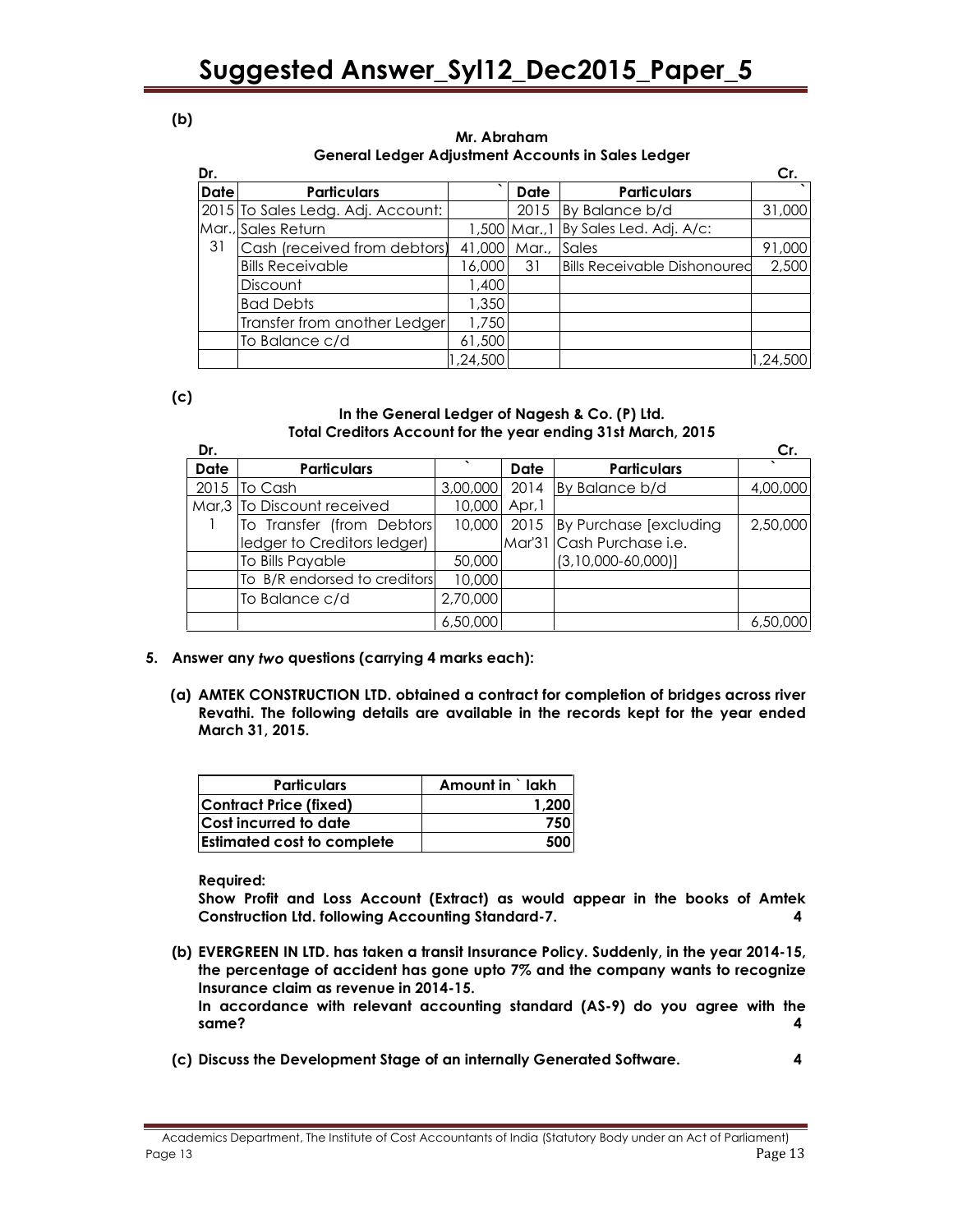**(b)**

**Mr. Abraham**
**General Ledger Adjustment Accounts in Sales Ledger**

| Dr. | | | | | Cr. |
|---|---|---|---|---|---|
| **Date** | **Particulars** | ` | **Date** | **Particulars** | ` |
| 2015 | To Sales Ledg. Adj. Account: | | 2015 | By Balance b/d | 31,000 |
| Mar., | Sales Return | 1,500 | Mar.,1 | By Sales Led. Adj. A/c: | |
| 31 | Cash (received from debtors) | 41,000 | Mar., | Sales | 91,000 |
| | Bills Receivable | 16,000 | 31 | Bills Receivable Dishonoured | 2,500 |
| | Discount | 1,400 | | | |
| | Bad Debts | 1,350 | | | |
| | Transfer from another Ledger | 1,750 | | | |
| | To Balance c/d | 61,500 | | | |
| | | 1,24,500 | | | 1,24,500 |

**(c)**

**In the General Ledger of Nagesh & Co. (P) Ltd.**
**Total Creditors Account for the year ending 31st March, 2015**

| Dr. | | | | | Cr. |
|---|---|---|---|---|---|
| **Date** | **Particulars** | ` | **Date** | **Particulars** | ` |
| 2015 | To Cash | 3,00,000 | 2014 | By Balance b/d | 4,00,000 |
| Mar,3 | To Discount received | 10,000 | Apr,1 | | |
| 1 | To Transfer (from Debtors ledger to Creditors ledger) | 10,000 | 2015 Mar'31 | By Purchase [excluding Cash Purchase i.e. (3,10,000-60,000)] | 2,50,000 |
| | To Bills Payable | 50,000 | | | |
| | To B/R endorsed to creditors | 10,000 | | | |
| | To Balance c/d | 2,70,000 | | | |
| | | 6,50,000 | | | 6,50,000 |

**5. Answer any *two* questions (carrying 4 marks each):**

**(a) AMTEK CONSTRUCTION LTD. obtained a contract for completion of bridges across river Revathi. The following details are available in the records kept for the year ended March 31, 2015.**

| Particulars | Amount in ` lakh |
|---|---|
| **Contract Price (fixed)** | **1,200** |
| **Cost incurred to date** | **750** |
| **Estimated cost to complete** | **500** |

**Required:**
**Show Profit and Loss Account (Extract) as would appear in the books of Amtek Construction Ltd. following Accounting Standard-7.** **4**

**(b) EVERGREEN IN LTD. has taken a transit Insurance Policy. Suddenly, in the year 2014-15, the percentage of accident has gone upto 7% and the company wants to recognize Insurance claim as revenue in 2014-15.**
**In accordance with relevant accounting standard (AS-9) do you agree with the same?** **4**

**(c) Discuss the Development Stage of an internally Generated Software.** **4**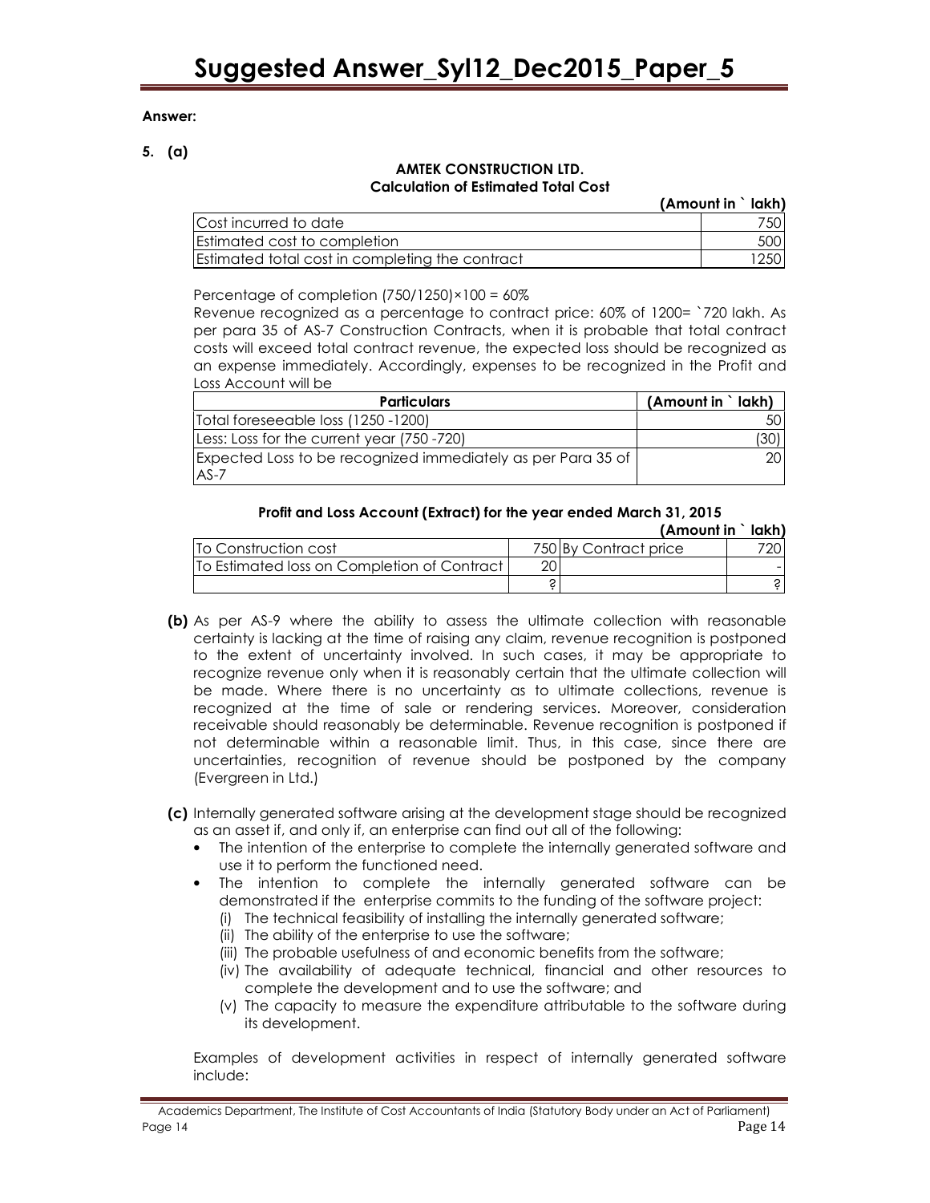**Answer:**

**5. (a)**

**AMTEK CONSTRUCTION LTD.**
**Calculation of Estimated Total Cost**

**(Amount in ` lakh)**

| | |
|---|---|
| Cost incurred to date | 750 |
| Estimated cost to completion | 500 |
| Estimated total cost in completing the contract | 1250 |

Percentage of completion (750/1250)×100 = 60%

Revenue recognized as a percentage to contract price: 60% of 1200= `720 lakh. As per para 35 of AS-7 Construction Contracts, when it is probable that total contract costs will exceed total contract revenue, the expected loss should be recognized as an expense immediately. Accordingly, expenses to be recognized in the Profit and Loss Account will be

| Particulars | (Amount in ` lakh) |
|---|---|
| Total foreseeable loss (1250 -1200) | 50 |
| Less: Loss for the current year (750 -720) | (30) |
| Expected Loss to be recognized immediately as per Para 35 of AS-7 | 20 |

**Profit and Loss Account (Extract) for the year ended March 31, 2015**

**(Amount in ` lakh)**

| | | | |
|---|---|---|---|
| To Construction cost | 750 | By Contract price | 720 |
| To Estimated loss on Completion of Contract | 20 | | - |
| | ? | | ? |

**(b)** As per AS-9 where the ability to assess the ultimate collection with reasonable certainty is lacking at the time of raising any claim, revenue recognition is postponed to the extent of uncertainty involved. In such cases, it may be appropriate to recognize revenue only when it is reasonably certain that the ultimate collection will be made. Where there is no uncertainty as to ultimate collections, revenue is recognized at the time of sale or rendering services. Moreover, consideration receivable should reasonably be determinable. Revenue recognition is postponed if not determinable within a reasonable limit. Thus, in this case, since there are uncertainties, recognition of revenue should be postponed by the company (Evergreen in Ltd.)

**(c)** Internally generated software arising at the development stage should be recognized as an asset if, and only if, an enterprise can find out all of the following:

- The intention of the enterprise to complete the internally generated software and use it to perform the functioned need.
- The intention to complete the internally generated software can be demonstrated if the enterprise commits to the funding of the software project:
  (i) The technical feasibility of installing the internally generated software;
  (ii) The ability of the enterprise to use the software;
  (iii) The probable usefulness of and economic benefits from the software;
  (iv) The availability of adequate technical, financial and other resources to complete the development and to use the software; and
  (v) The capacity to measure the expenditure attributable to the software during its development.

Examples of development activities in respect of internally generated software include: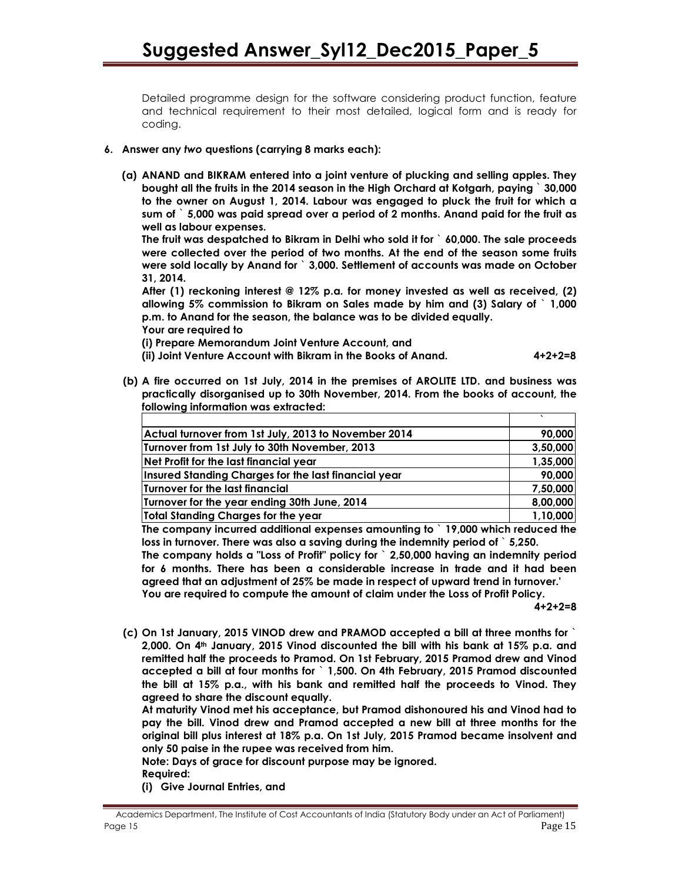Detailed programme design for the software considering product function, feature and technical requirement to their most detailed, logical form and is ready for coding.

**6. Answer any *two* questions (carrying 8 marks each):**

**(a) ANAND and BIKRAM entered into a joint venture of plucking and selling apples. They bought all the fruits in the 2014 season in the High Orchard at Kotgarh, paying ` 30,000 to the owner on August 1, 2014. Labour was engaged to pluck the fruit for which a sum of ` 5,000 was paid spread over a period of 2 months. Anand paid for the fruit as well as labour expenses.**

**The fruit was despatched to Bikram in Delhi who sold it for ` 60,000. The sale proceeds were collected over the period of two months. At the end of the season some fruits were sold locally by Anand for ` 3,000. Settlement of accounts was made on October 31, 2014.**

**After (1) reckoning interest @ 12% p.a. for money invested as well as received, (2) allowing 5% commission to Bikram on Sales made by him and (3) Salary of ` 1,000 p.m. to Anand for the season, the balance was to be divided equally.**

**Your are required to**

**(i) Prepare Memorandum Joint Venture Account, and**

**(ii) Joint Venture Account with Bikram in the Books of Anand. 4+2+2=8**

**(b) A fire occurred on 1st July, 2014 in the premises of AROLITE LTD. and business was practically disorganised up to 30th November, 2014. From the books of account, the following information was extracted:**

| | ` |
|---|---|
| Actual turnover from 1st July, 2013 to November 2014 | 90,000 |
| Turnover from 1st July to 30th November, 2013 | 3,50,000 |
| Net Profit for the last financial year | 1,35,000 |
| Insured Standing Charges for the last financial year | 90,000 |
| Turnover for the last financial | 7,50,000 |
| Turnover for the year ending 30th June, 2014 | 8,00,000 |
| Total Standing Charges for the year | 1,10,000 |

**The company incurred additional expenses amounting to ` 19,000 which reduced the loss in turnover. There was also a saving during the indemnity period of ` 5,250.**

**The company holds a "Loss of Profit" policy for ` 2,50,000 having an indemnity period for 6 months. There has been a considerable increase in trade and it had been agreed that an adjustment of 25% be made in respect of upward trend in turnover.'**

**You are required to compute the amount of claim under the Loss of Profit Policy.**

**4+2+2=8**

**(c) On 1st January, 2015 VINOD drew and PRAMOD accepted a bill at three months for ` 2,000. On 4th January, 2015 Vinod discounted the bill with his bank at 15% p.a. and remitted half the proceeds to Pramod. On 1st February, 2015 Pramod drew and Vinod accepted a bill at four months for ` 1,500. On 4th February, 2015 Pramod discounted the bill at 15% p.a., with his bank and remitted half the proceeds to Vinod. They agreed to share the discount equally.**

**At maturity Vinod met his acceptance, but Pramod dishonoured his and Vinod had to pay the bill. Vinod drew and Pramod accepted a new bill at three months for the original bill plus interest at 18% p.a. On 1st July, 2015 Pramod became insolvent and only 50 paise in the rupee was received from him.**

**Note: Days of grace for discount purpose may be ignored.**

**Required:**

**(i) Give Journal Entries, and**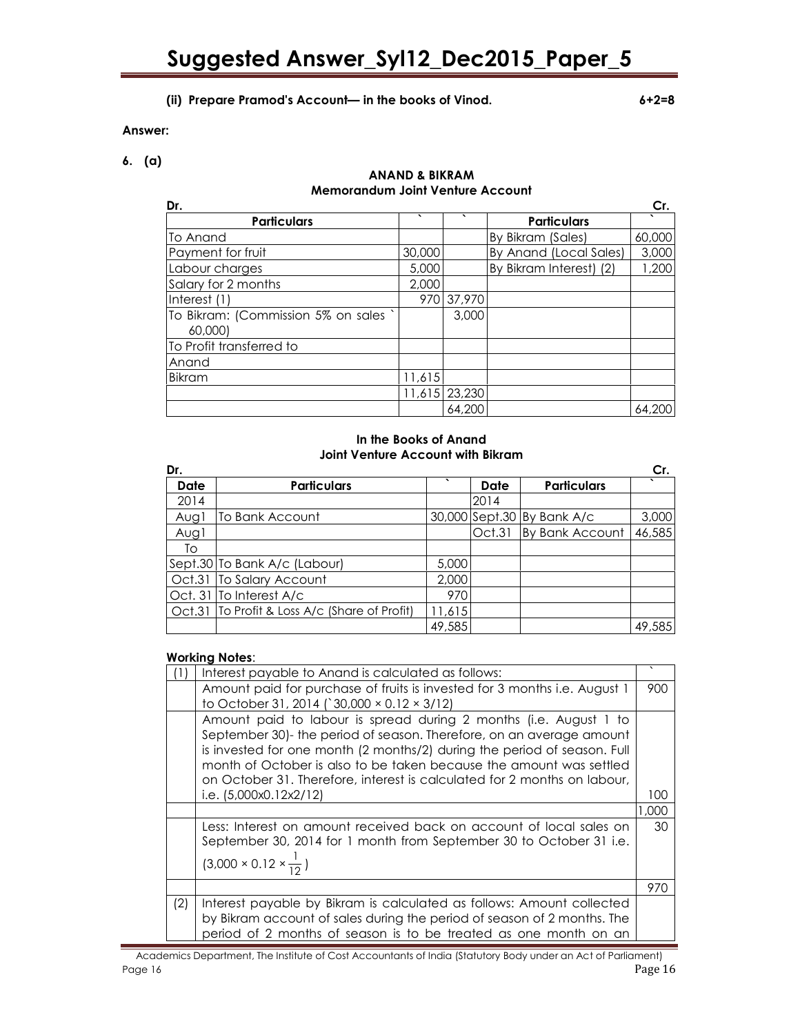**(ii) Prepare Pramod's Account— in the books of Vinod.** **6+2=8**

**Answer:**

**6. (a)**

**ANAND & BIKRAM**
**Memorandum Joint Venture Account**

| Dr. | | | | Cr. |
|---|---|---|---|---|
| **Particulars** | ` | ` | **Particulars** | ` |
| To Anand | | | By Bikram (Sales) | 60,000 |
| Payment for fruit | 30,000 | | By Anand (Local Sales) | 3,000 |
| Labour charges | 5,000 | | By Bikram Interest) (2) | 1,200 |
| Salary for 2 months | 2,000 | | | |
| Interest (1) | 970 | 37,970 | | |
| To Bikram: (Commission 5% on sales ` 60,000) | | 3,000 | | |
| To Profit transferred to | | | | |
| Anand | | | | |
| Bikram | 11,615 | | | |
| | 11,615 | 23,230 | | |
| | | 64,200 | | 64,200 |

**In the Books of Anand**
**Joint Venture Account with Bikram**

| Dr. | | | | | Cr. |
|---|---|---|---|---|---|
| **Date** | **Particulars** | ` | **Date** | **Particulars** | ` |
| 2014 | | | 2014 | | |
| Aug1 | To Bank Account | 30,000 | Sept.30 | By Bank A/c | 3,000 |
| Aug1 | | | Oct.31 | By Bank Account | 46,585 |
| To | | | | | |
| Sept.30 | To Bank A/c (Labour) | 5,000 | | | |
| Oct.31 | To Salary Account | 2,000 | | | |
| Oct. 31 | To Interest A/c | 970 | | | |
| Oct.31 | To Profit & Loss A/c (Share of Profit) | 11,615 | | | |
| | | 49,585 | | | 49,585 |

**Working Notes**:

| | | ` |
|---|---|---|
| (1) | Interest payable to Anand is calculated as follows: | |
| | Amount paid for purchase of fruits is invested for 3 months i.e. August 1 to October 31, 2014 (`30,000 × 0.12 × 3/12) | 900 |
| | Amount paid to labour is spread during 2 months (i.e. August 1 to September 30)- the period of season. Therefore, on an average amount is invested for one month (2 months/2) during the period of season. Full month of October is also to be taken because the amount was settled on October 31. Therefore, interest is calculated for 2 months on labour, i.e. (5,000x0.12x2/12) | 100 |
| | | 1,000 |
| | Less: Interest on amount received back on account of local sales on September 30, 2014 for 1 month from September 30 to October 31 i.e. $(3,000 \times 0.12 \times \frac{1}{12})$ | 30 |
| | | 970 |
| (2) | Interest payable by Bikram is calculated as follows: Amount collected by Bikram account of sales during the period of season of 2 months. The period of 2 months of season is to be treated as one month on an | |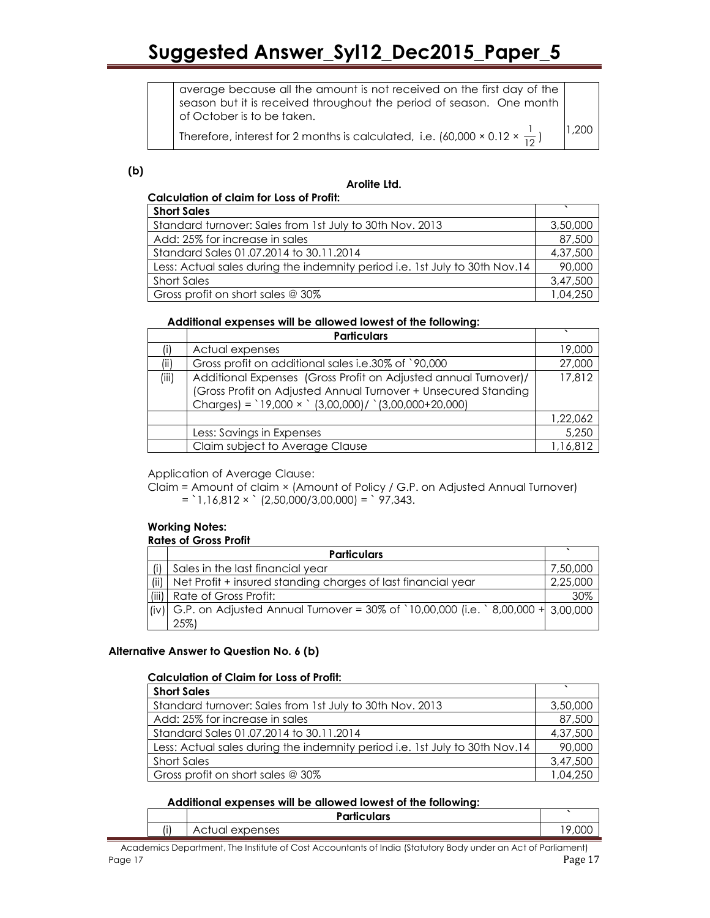| | average because all the amount is not received on the first day of the season but it is received throughout the period of season. One month of October is to be taken. Therefore, interest for 2 months is calculated, i.e. $(60,000 \times 0.12 \times \frac{1}{12})$ | 1,200 |
|---|---|---|

**(b)**

**Arolite Ltd.**

**Calculation of claim for Loss of Profit:**

| **Short Sales** | ` |
|---|---|
| Standard turnover: Sales from 1st July to 30th Nov. 2013 | 3,50,000 |
| Add: 25% for increase in sales | 87,500 |
| Standard Sales 01.07.2014 to 30.11.2014 | 4,37,500 |
| Less: Actual sales during the indemnity period i.e. 1st July to 30th Nov.14 | 90,000 |
| Short Sales | 3,47,500 |
| Gross profit on short sales @ 30% | 1,04,250 |

**Additional expenses will be allowed lowest of the following:**

| | **Particulars** | ` |
|---|---|---|
| (i) | Actual expenses | 19,000 |
| (ii) | Gross profit on additional sales i.e.30% of `90,000 | 27,000 |
| (iii) | Additional Expenses (Gross Profit on Adjusted annual Turnover)/ (Gross Profit on Adjusted Annual Turnover + Unsecured Standing Charges) = `19,000 × ` (3,00,000)/ `(3,00,000+20,000) | 17,812 |
| | | 1,22,062 |
| | Less: Savings in Expenses | 5,250 |
| | Claim subject to Average Clause | 1,16,812 |

Application of Average Clause:

Claim = Amount of claim × (Amount of Policy / G.P. on Adjusted Annual Turnover)
= `1,16,812 × ` (2,50,000/3,00,000) = ` 97,343.

**Working Notes:**

**Rates of Gross Profit**

| | **Particulars** | ` |
|---|---|---|
| (i) | Sales in the last financial year | 7,50,000 |
| (ii) | Net Profit + insured standing charges of last financial year | 2,25,000 |
| (iii) | Rate of Gross Profit: | 30% |
| (iv) | G.P. on Adjusted Annual Turnover = 30% of `10,00,000 (i.e. ` 8,00,000 + 25%) | 3,00,000 |

**Alternative Answer to Question No. 6 (b)**

**Calculation of Claim for Loss of Profit:**

| **Short Sales** | ` |
|---|---|
| Standard turnover: Sales from 1st July to 30th Nov. 2013 | 3,50,000 |
| Add: 25% for increase in sales | 87,500 |
| Standard Sales 01.07.2014 to 30.11.2014 | 4,37,500 |
| Less: Actual sales during the indemnity period i.e. 1st July to 30th Nov.14 | 90,000 |
| Short Sales | 3,47,500 |
| Gross profit on short sales @ 30% | 1,04,250 |

**Additional expenses will be allowed lowest of the following:**

| | **Particulars** | ` |
|---|---|---|
| (i) | Actual expenses | 19,000 |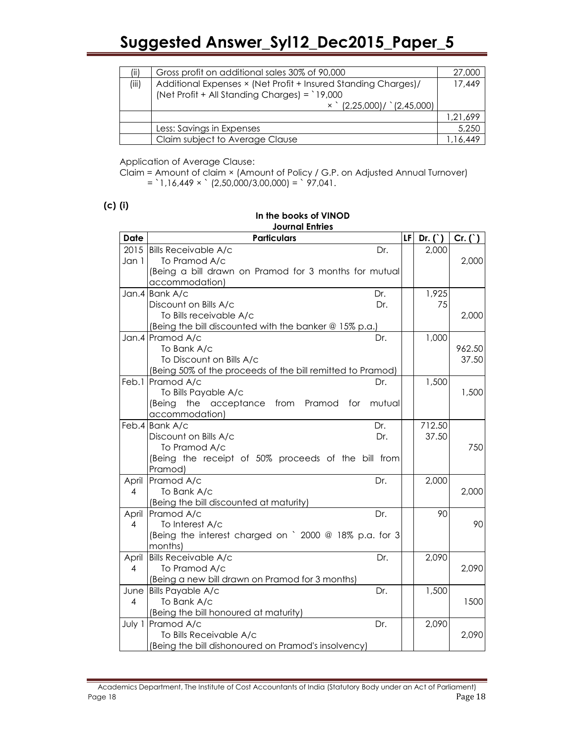| (ii) | Gross profit on additional sales 30% of 90,000 | 27,000 |
|---|---|---|
| (iii) | Additional Expenses × (Net Profit + Insured Standing Charges)/ (Net Profit + All Standing Charges) = `19,000 × ` (2,25,000)/ `(2,45,000) | 17,449 |
| | | 1,21,699 |
| | Less: Savings in Expenses | 5,250 |
| | Claim subject to Average Clause | 1,16,449 |

Application of Average Clause:

Claim = Amount of claim × (Amount of Policy / G.P. on Adjusted Annual Turnover)
= `1,16,449 × ` (2,50,000/3,00,000) = ` 97,041.

**(c) (i)**

**In the books of VINOD**
**Journal Entries**

| Date | Particulars | | LF | Dr. (`) | Cr. (`) |
|---|---|---|---|---|---|
| 2015 Jan 1 | Bills Receivable A/c | Dr. | | 2,000 | |
| | To Pramod A/c | | | | 2,000 |
| | (Being a bill drawn on Pramod for 3 months for mutual accommodation) | | | | |
| Jan.4 | Bank A/c | Dr. | | 1,925 | |
| | Discount on Bills A/c | Dr. | | 75 | |
| | To Bills receivable A/c | | | | 2,000 |
| | (Being the bill discounted with the banker @ 15% p.a.) | | | | |
| Jan.4 | Pramod A/c | Dr. | | 1,000 | |
| | To Bank A/c | | | | 962.50 |
| | To Discount on Bills A/c | | | | 37.50 |
| | (Being 50% of the proceeds of the bill remitted to Pramod) | | | | |
| Feb.1 | Pramod A/c | Dr. | | 1,500 | |
| | To Bills Payable A/c | | | | 1,500 |
| | (Being the acceptance from Pramod for mutual accommodation) | | | | |
| Feb.4 | Bank A/c | Dr. | | 712.50 | |
| | Discount on Bills A/c | Dr. | | 37.50 | |
| | To Pramod A/c | | | | 750 |
| | (Being the receipt of 50% proceeds of the bill from Pramod) | | | | |
| April 4 | Pramod A/c | Dr. | | 2,000 | |
| | To Bank A/c | | | | 2,000 |
| | (Being the bill discounted at maturity) | | | | |
| April 4 | Pramod A/c | Dr. | | 90 | |
| | To Interest A/c | | | | 90 |
| | (Being the interest charged on ` 2000 @ 18% p.a. for 3 months) | | | | |
| April 4 | Bills Receivable A/c | Dr. | | 2,090 | |
| | To Pramod A/c | | | | 2,090 |
| | (Being a new bill drawn on Pramod for 3 months) | | | | |
| June 4 | Bills Payable A/c | Dr. | | 1,500 | |
| | To Bank A/c | | | | 1500 |
| | (Being the bill honoured at maturity) | | | | |
| July 1 | Pramod A/c | Dr. | | 2,090 | |
| | To Bills Receivable A/c | | | | 2,090 |
| | (Being the bill dishonoured on Pramod's insolvency) | | | | |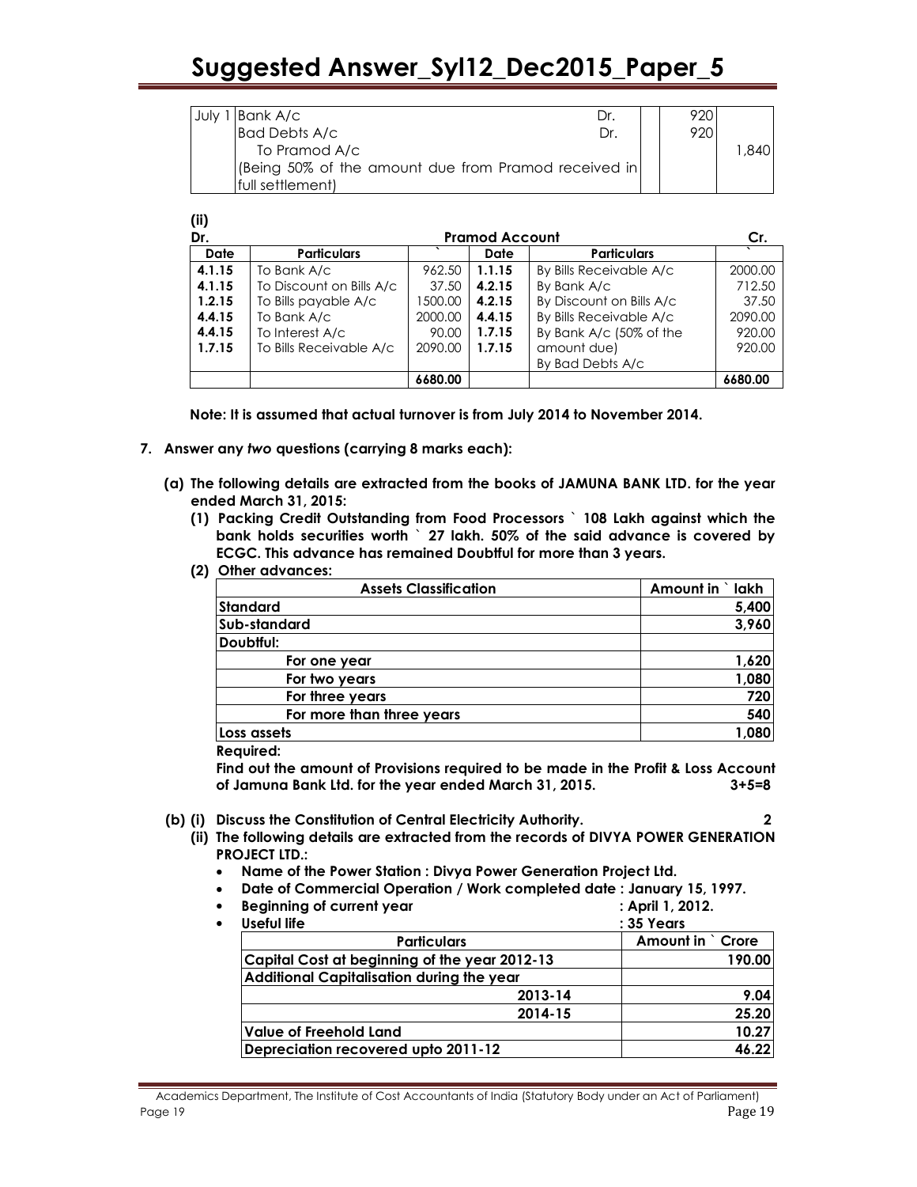| July 1 | Bank A/c Dr. | | 920 | |
|---|---|---|---|---|
| | Bad Debts A/c Dr. | | 920 | |
| | To Pramod A/c | | | 1,840 |
| | (Being 50% of the amount due from Pramod received in full settlement) | | | |

**(ii)**

**Dr. Pramod Account Cr.**

| Date | Particulars | ` | Date | Particulars | ` |
|---|---|---|---|---|---|
| **4.1.15** | To Bank A/c | 962.50 | **1.1.15** | By Bills Receivable A/c | 2000.00 |
| **4.1.15** | To Discount on Bills A/c | 37.50 | **4.2.15** | By Bank A/c | 712.50 |
| **1.2.15** | To Bills payable A/c | 1500.00 | **4.2.15** | By Discount on Bills A/c | 37.50 |
| **4.4.15** | To Bank A/c | 2000.00 | **4.4.15** | By Bills Receivable A/c | 2090.00 |
| **4.4.15** | To Interest A/c | 90.00 | **1.7.15** | By Bank A/c (50% of the amount due) | 920.00 |
| **1.7.15** | To Bills Receivable A/c | 2090.00 | **1.7.15** | By Bad Debts A/c | 920.00 |
| | | **6680.00** | | | **6680.00** |

**Note: It is assumed that actual turnover is from July 2014 to November 2014.**

**7. Answer any *two* questions (carrying 8 marks each):**

**(a) The following details are extracted from the books of JAMUNA BANK LTD. for the year ended March 31, 2015:**

**(1) Packing Credit Outstanding from Food Processors ` 108 Lakh against which the bank holds securities worth ` 27 lakh. 50% of the said advance is covered by ECGC. This advance has remained Doubtful for more than 3 years.**

**(2) Other advances:**

| Assets Classification | Amount in ` lakh |
|---|---|
| **Standard** | **5,400** |
| **Sub-standard** | **3,960** |
| **Doubtful:** | |
| **For one year** | **1,620** |
| **For two years** | **1,080** |
| **For three years** | **720** |
| **For more than three years** | **540** |
| **Loss assets** | **1,080** |

**Required:**

**Find out the amount of Provisions required to be made in the Profit & Loss Account of Jamuna Bank Ltd. for the year ended March 31, 2015. 3+5=8**

**(b) (i) Discuss the Constitution of Central Electricity Authority. 2**

**(ii) The following details are extracted from the records of DIVYA POWER GENERATION PROJECT LTD.:**

- **Name of the Power Station : Divya Power Generation Project Ltd.**
- **Date of Commercial Operation / Work completed date : January 15, 1997.**
- **Beginning of current year : April 1, 2012.**
- **Useful life : 35 Years**

| Particulars | Amount in ` Crore |
|---|---|
| **Capital Cost at beginning of the year 2012-13** | **190.00** |
| **Additional Capitalisation during the year** | |
| **2013-14** | **9.04** |
| **2014-15** | **25.20** |
| **Value of Freehold Land** | **10.27** |
| **Depreciation recovered upto 2011-12** | **46.22** |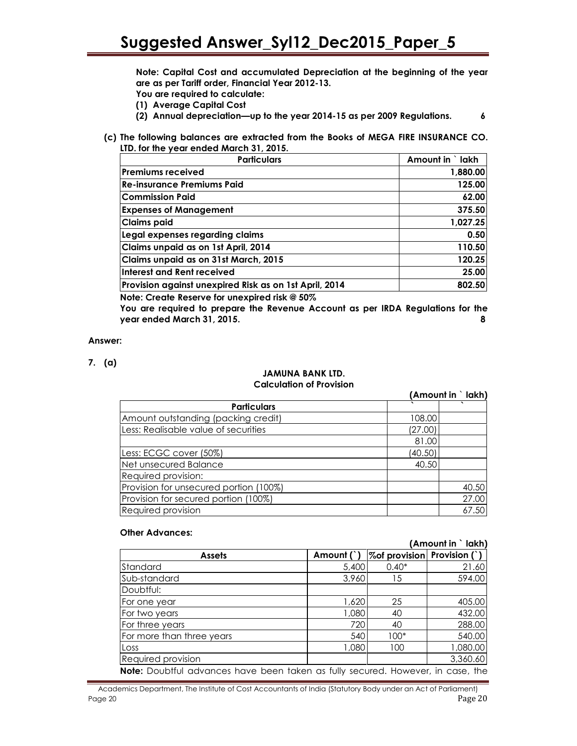**Note: Capital Cost and accumulated Depreciation at the beginning of the year are as per Tariff order, Financial Year 2012-13.**

**You are required to calculate:**

**(1) Average Capital Cost**

**(2) Annual depreciation—up to the year 2014-15 as per 2009 Regulations.** **6**

**(c) The following balances are extracted from the Books of MEGA FIRE INSURANCE CO. LTD. for the year ended March 31, 2015.**

| Particulars | Amount in ` lakh |
|---|---|
| Premiums received | 1,880.00 |
| Re-insurance Premiums Paid | 125.00 |
| Commission Paid | 62.00 |
| Expenses of Management | 375.50 |
| Claims paid | 1,027.25 |
| Legal expenses regarding claims | 0.50 |
| Claims unpaid as on 1st April, 2014 | 110.50 |
| Claims unpaid as on 31st March, 2015 | 120.25 |
| Interest and Rent received | 25.00 |
| Provision against unexpired Risk as on 1st April, 2014 | 802.50 |

**Note: Create Reserve for unexpired risk @ 50%**

**You are required to prepare the Revenue Account as per IRDA Regulations for the year ended March 31, 2015.** **8**

**Answer:**

**7. (a)**

**JAMUNA BANK LTD.**
**Calculation of Provision**

**(Amount in ` lakh)**

| Particulars | ` | ` |
|---|---|---|
| Amount outstanding (packing credit) | 108.00 | |
| Less: Realisable value of securities | (27.00) | |
| | 81.00 | |
| Less: ECGC cover (50%) | (40.50) | |
| Net unsecured Balance | 40.50 | |
| Required provision: | | |
| Provision for unsecured portion (100%) | | 40.50 |
| Provision for secured portion (100%) | | 27.00 |
| Required provision | | 67.50 |

**Other Advances:**

**(Amount in ` lakh)**

| Assets | Amount (`) | %of provision | Provision (`) |
|---|---|---|---|
| Standard | 5,400 | 0.40* | 21.60 |
| Sub-standard | 3,960 | 15 | 594.00 |
| Doubtful: | | | |
| For one year | 1,620 | 25 | 405.00 |
| For two years | 1,080 | 40 | 432.00 |
| For three years | 720 | 40 | 288.00 |
| For more than three years | 540 | 100* | 540.00 |
| Loss | 1,080 | 100 | 1,080.00 |
| Required provision | | | 3,360.60 |

**Note:** Doubtful advances have been taken as fully secured. However, in case, the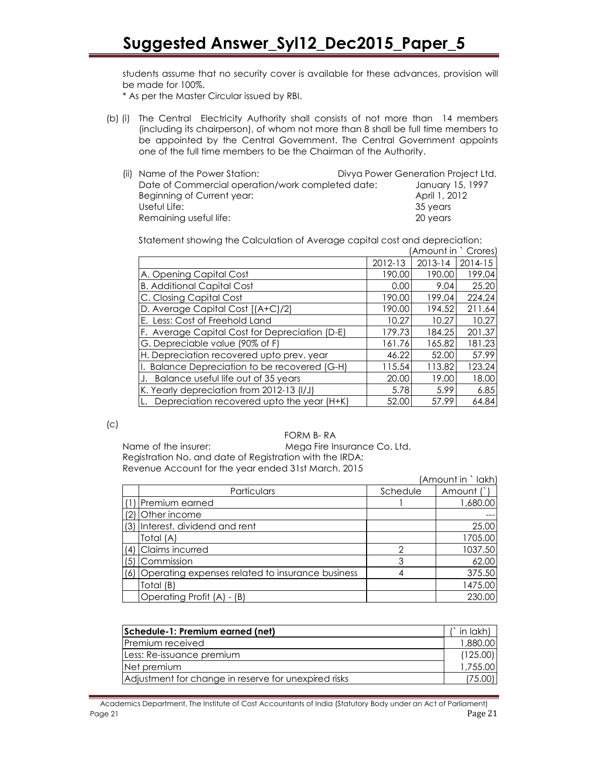students assume that no security cover is available for these advances, provision will be made for 100%.

* As per the Master Circular issued by RBI.

(b) (i) The Central Electricity Authority shall consists of not more than 14 members (including its chairperson), of whom not more than 8 shall be full time members to be appointed by the Central Government. The Central Government appoints one of the full time members to be the Chairman of the Authority.

(ii) Name of the Power Station: Divya Power Generation Project Ltd.
Date of Commercial operation/work completed date: January 15, 1997
Beginning of Current year: April 1, 2012
Useful Life: 35 years
Remaining useful life: 20 years

Statement showing the Calculation of Average capital cost and depreciation:

(Amount in ` Crores)

| | 2012-13 | 2013-14 | 2014-15 |
|---|---|---|---|
| A. Opening Capital Cost | 190.00 | 190.00 | 199.04 |
| B. Additional Capital Cost | 0.00 | 9.04 | 25.20 |
| C. Closing Capital Cost | 190.00 | 199.04 | 224.24 |
| D. Average Capital Cost [(A+C)/2] | 190.00 | 194.52 | 211.64 |
| E. Less: Cost of Freehold Land | 10.27 | 10.27 | 10.27 |
| F. Average Capital Cost for Depreciation (D-E) | 179.73 | 184.25 | 201.37 |
| G. Depreciable value (90% of F) | 161.76 | 165.82 | 181.23 |
| H. Depreciation recovered upto prev. year | 46.22 | 52.00 | 57.99 |
| I. Balance Depreciation to be recovered (G-H) | 115.54 | 113.82 | 123.24 |
| J. Balance useful life out of 35 years | 20.00 | 19.00 | 18.00 |
| K. Yearly depreciation from 2012-13 (I/J) | 5.78 | 5.99 | 6.85 |
| L. Depreciation recovered upto the year (H+K) | 52.00 | 57.99 | 64.84 |

(c)

FORM B- RA

Name of the insurer: Mega Fire Insurance Co. Ltd.
Registration No. and date of Registration with the IRDA:
Revenue Account for the year ended 31st March. 2015

(Amount in ` lakh)

| | Particulars | Schedule | Amount (`) |
|---|---|---|---|
| (1) | Premium earned | 1 | 1,680.00 |
| (2) | Other income | | --- |
| (3) | Interest, dividend and rent | | 25.00 |
| | Total (A) | | 1705.00 |
| (4) | Claims incurred | 2 | 1037.50 |
| (5) | Commission | 3 | 62.00 |
| (6) | Operating expenses related to insurance business | 4 | 375.50 |
| | Total (B) | | 1475.00 |
| | Operating Profit (A) - (B) | | 230.00 |

| **Schedule-1: Premium earned (net)** | (` in lakh) |
|---|---|
| Premium received | 1,880.00 |
| Less: Re-issuance premium | (125.00) |
| Net premium | 1,755.00 |
| Adjustment for change in reserve for unexpired risks | (75.00) |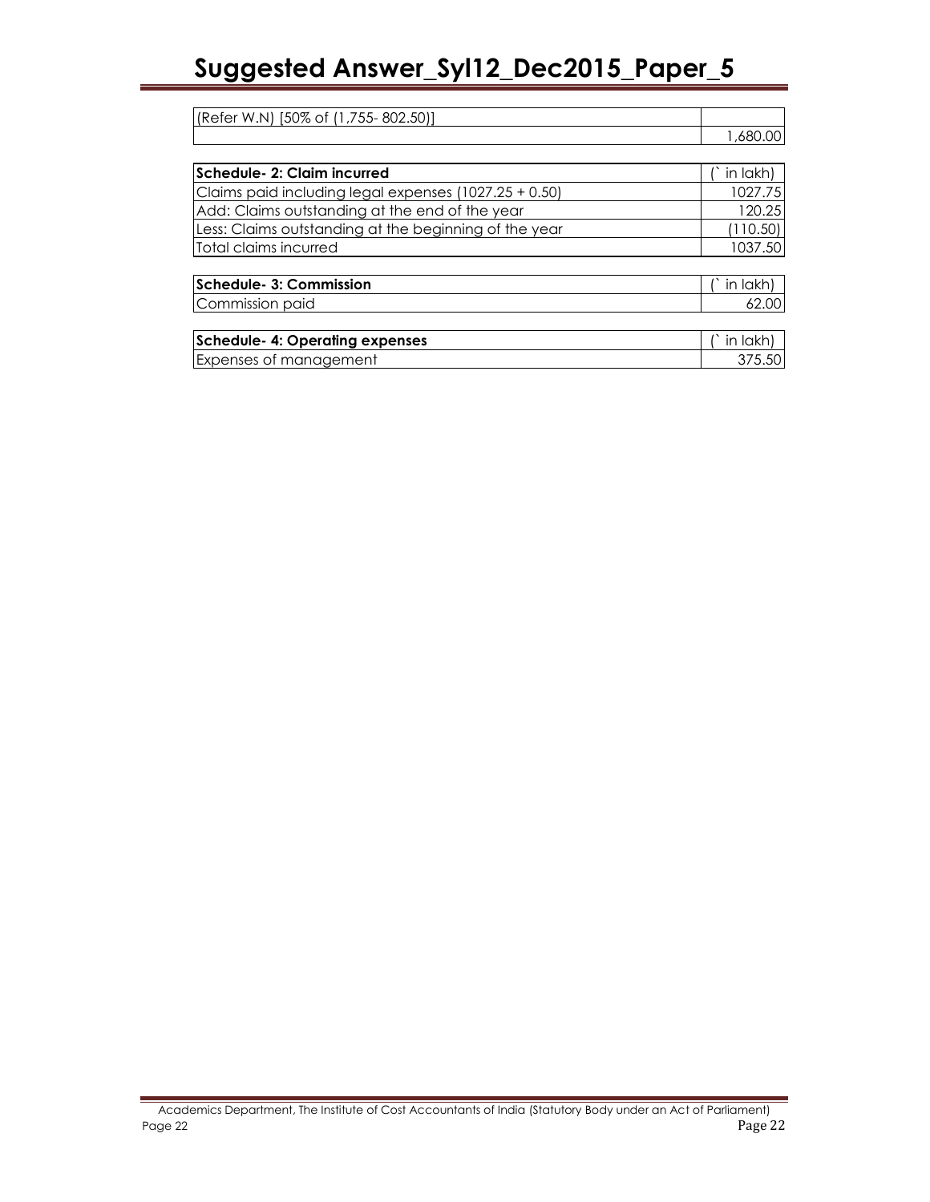| | |
|---|---|
| (Refer W.N) [50% of (1,755- 802.50)] | |
| | 1,680.00 |

| Schedule- 2: Claim incurred | (` in lakh) |
|---|---|
| Claims paid including legal expenses (1027.25 + 0.50) | 1027.75 |
| Add: Claims outstanding at the end of the year | 120.25 |
| Less: Claims outstanding at the beginning of the year | (110.50) |
| Total claims incurred | 1037.50 |

| Schedule- 3: Commission | (` in lakh) |
|---|---|
| Commission paid | 62.00 |

| Schedule- 4: Operating expenses | (` in lakh) |
|---|---|
| Expenses of management | 375.50 |